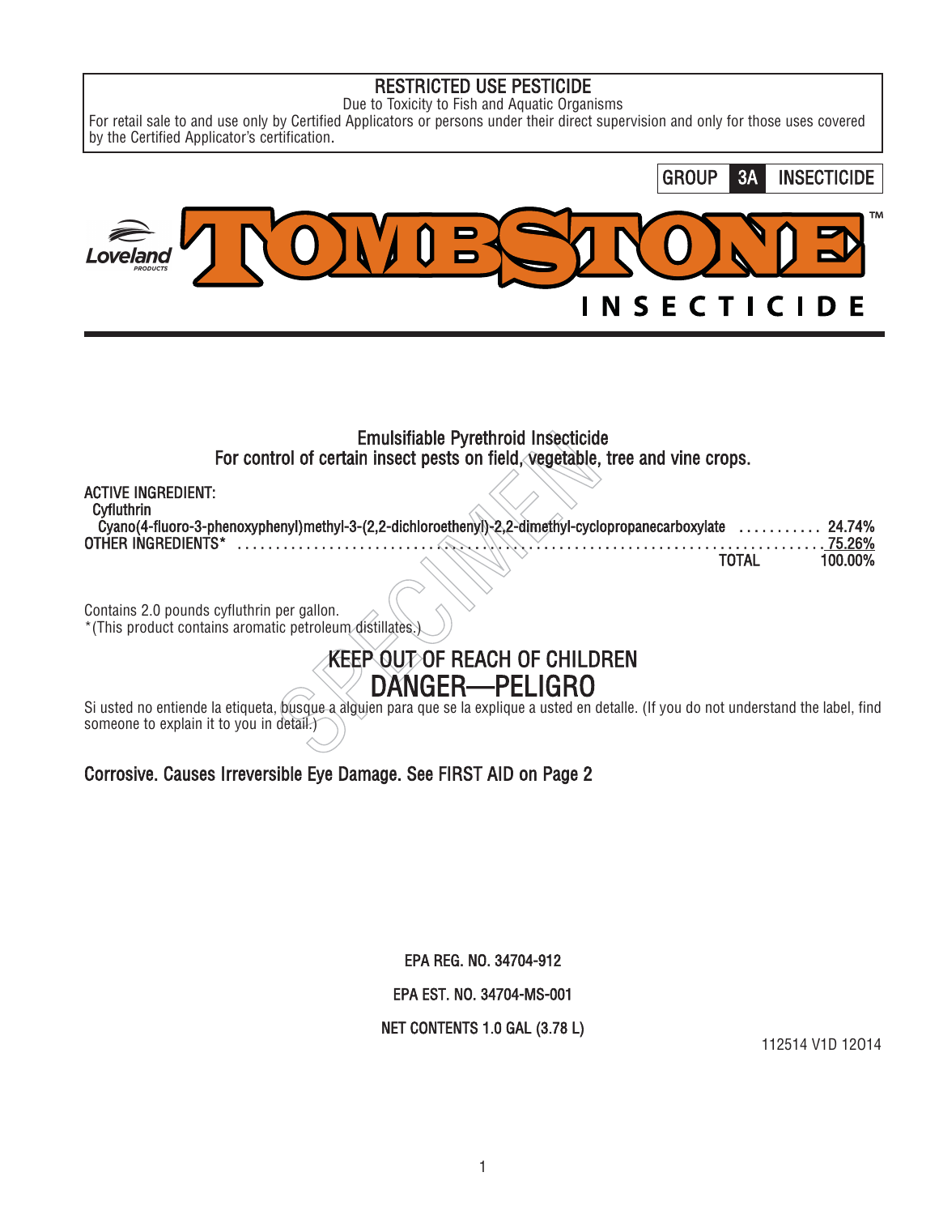**RESTRICTED USE PESTICIDE**

Due to Toxicity to Fish and Aquatic Organisms

For retail sale to and use only by Certified Applicators or persons under their direct supervision and only for those uses covered by the Certified Applicator's certification.

GROUP **3A** INSECTICIDE

Loveland PRODUCTS

# TOMBSTONE™

## INSECTICIDE

Emulsifiable Pyrethroid Insecticide

For control of certain insect pests on field, vegetable, tree and vine crops.

ACTIVE INGREDIENT:

Cyfluthrin

| | |
|---|---|
| Cyano(4-fluoro-3-phenoxyphenyl)methyl-3-(2,2-dichloroethenyl)-2,2-dimethyl-cyclopropanecarboxylate | 24.74% |
| OTHER INGREDIENTS* | 75.26% |
| TOTAL | 100.00% |

Contains 2.0 pounds cyfluthrin per gallon.

*(This product contains aromatic petroleum distillates.)

## KEEP OUT OF REACH OF CHILDREN

## DANGER—PELIGRO

Si usted no entiende la etiqueta, busque a alguien para que se la explique a usted en detalle. (If you do not understand the label, find someone to explain it to you in detail.)

**Corrosive. Causes Irreversible Eye Damage. See FIRST AID on Page 2**

EPA REG. NO. 34704-912

EPA EST. NO. 34704-MS-001

NET CONTENTS 1.0 GAL (3.78 L)

112514 V1D 12O14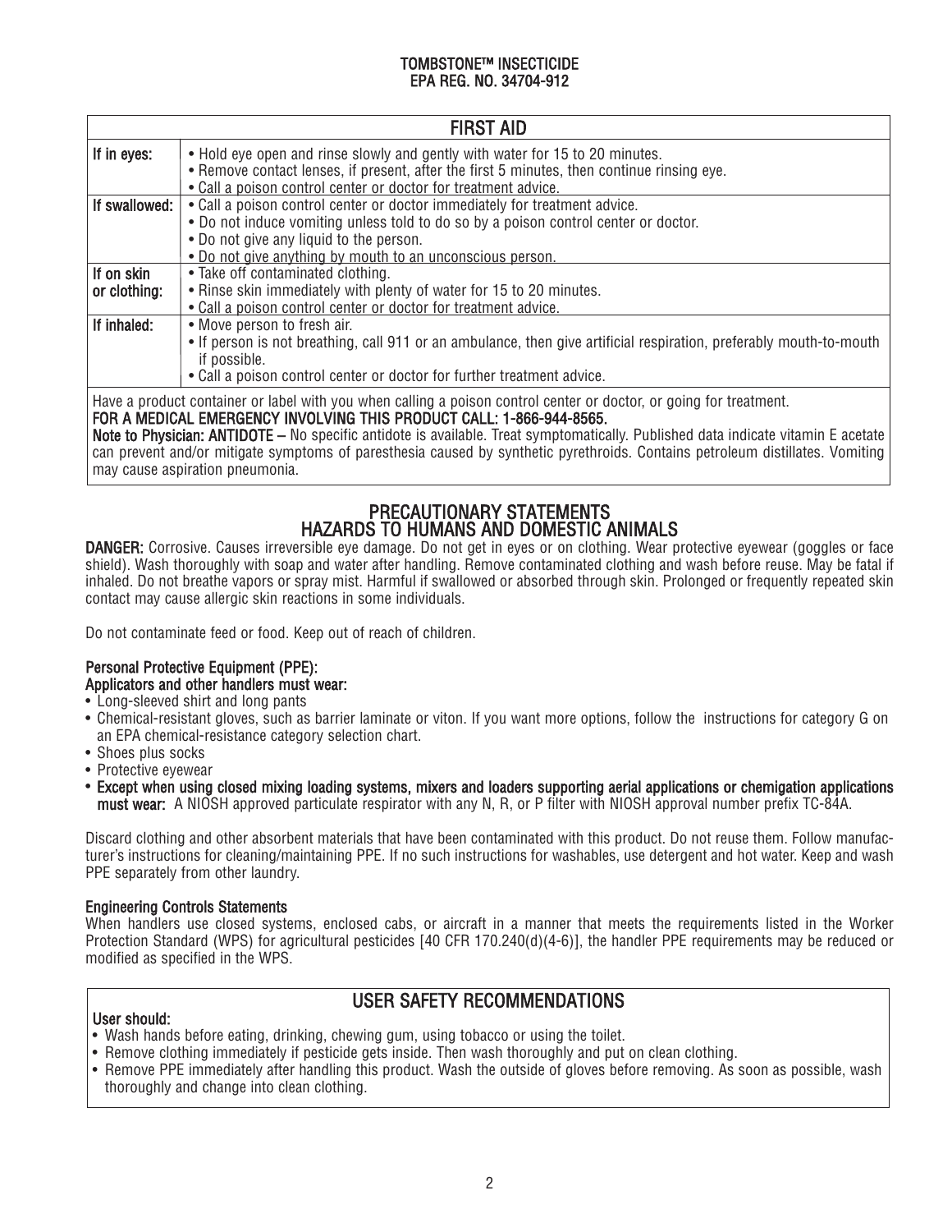TOMBSTONE™ INSECTICIDE
EPA REG. NO. 34704-912

## FIRST AID

| | |
|---|---|
| **If in eyes:** | • Hold eye open and rinse slowly and gently with water for 15 to 20 minutes.<br>• Remove contact lenses, if present, after the first 5 minutes, then continue rinsing eye.<br>• Call a poison control center or doctor for treatment advice. |
| **If swallowed:** | • Call a poison control center or doctor immediately for treatment advice.<br>• Do not induce vomiting unless told to do so by a poison control center or doctor.<br>• Do not give any liquid to the person.<br>• Do not give anything by mouth to an unconscious person. |
| **If on skin or clothing:** | • Take off contaminated clothing.<br>• Rinse skin immediately with plenty of water for 15 to 20 minutes.<br>• Call a poison control center or doctor for treatment advice. |
| **If inhaled:** | • Move person to fresh air.<br>• If person is not breathing, call 911 or an ambulance, then give artificial respiration, preferably mouth-to-mouth if possible.<br>• Call a poison control center or doctor for further treatment advice. |

Have a product container or label with you when calling a poison control center or doctor, or going for treatment.
**FOR A MEDICAL EMERGENCY INVOLVING THIS PRODUCT CALL: 1-866-944-8565.**
**Note to Physician: ANTIDOTE –** No specific antidote is available. Treat symptomatically. Published data indicate vitamin E acetate can prevent and/or mitigate symptoms of paresthesia caused by synthetic pyrethroids. Contains petroleum distillates. Vomiting may cause aspiration pneumonia.

## PRECAUTIONARY STATEMENTS
## HAZARDS TO HUMANS AND DOMESTIC ANIMALS

**DANGER:** Corrosive. Causes irreversible eye damage. Do not get in eyes or on clothing. Wear protective eyewear (goggles or face shield). Wash thoroughly with soap and water after handling. Remove contaminated clothing and wash before reuse. May be fatal if inhaled. Do not breathe vapors or spray mist. Harmful if swallowed or absorbed through skin. Prolonged or frequently repeated skin contact may cause allergic skin reactions in some individuals.

Do not contaminate feed or food. Keep out of reach of children.

**Personal Protective Equipment (PPE):**
**Applicators and other handlers must wear:**
- Long-sleeved shirt and long pants
- Chemical-resistant gloves, such as barrier laminate or viton. If you want more options, follow the instructions for category G on an EPA chemical-resistance category selection chart.
- Shoes plus socks
- Protective eyewear
- **Except when using closed mixing loading systems, mixers and loaders supporting aerial applications or chemigation applications must wear:** A NIOSH approved particulate respirator with any N, R, or P filter with NIOSH approval number prefix TC-84A.

Discard clothing and other absorbent materials that have been contaminated with this product. Do not reuse them. Follow manufacturer's instructions for cleaning/maintaining PPE. If no such instructions for washables, use detergent and hot water. Keep and wash PPE separately from other laundry.

**Engineering Controls Statements**
When handlers use closed systems, enclosed cabs, or aircraft in a manner that meets the requirements listed in the Worker Protection Standard (WPS) for agricultural pesticides [40 CFR 170.240(d)(4-6)], the handler PPE requirements may be reduced or modified as specified in the WPS.

## USER SAFETY RECOMMENDATIONS

**User should:**
- Wash hands before eating, drinking, chewing gum, using tobacco or using the toilet.
- Remove clothing immediately if pesticide gets inside. Then wash thoroughly and put on clean clothing.
- Remove PPE immediately after handling this product. Wash the outside of gloves before removing. As soon as possible, wash thoroughly and change into clean clothing.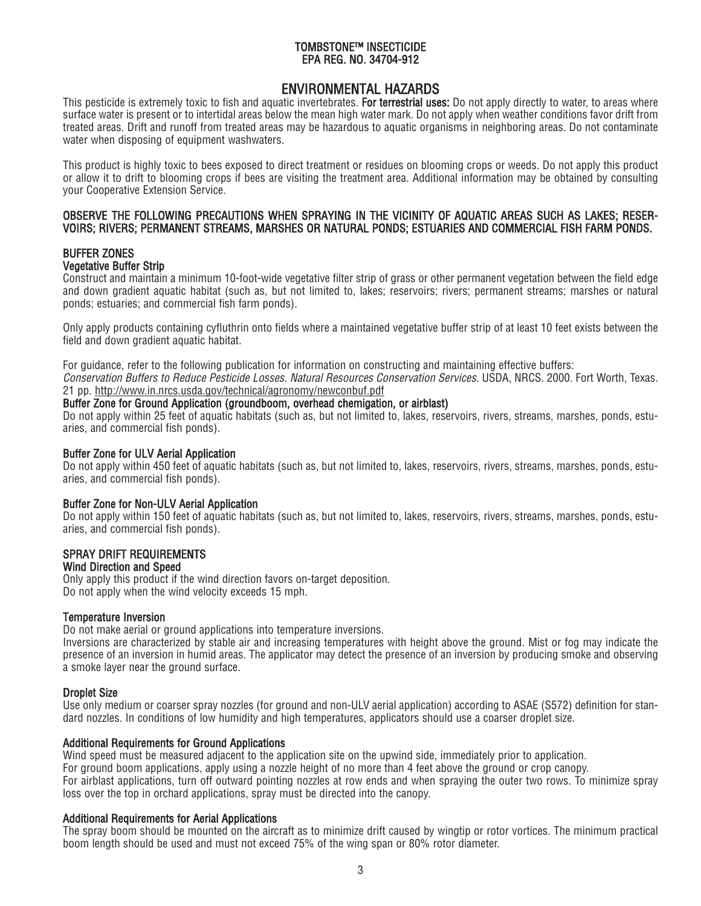**TOMBSTONE™ INSECTICIDE**
**EPA REG. NO. 34704-912**

# ENVIRONMENTAL HAZARDS

This pesticide is extremely toxic to fish and aquatic invertebrates. **For terrestrial uses:** Do not apply directly to water, to areas where surface water is present or to intertidal areas below the mean high water mark. Do not apply when weather conditions favor drift from treated areas. Drift and runoff from treated areas may be hazardous to aquatic organisms in neighboring areas. Do not contaminate water when disposing of equipment washwaters.

This product is highly toxic to bees exposed to direct treatment or residues on blooming crops or weeds. Do not apply this product or allow it to drift to blooming crops if bees are visiting the treatment area. Additional information may be obtained by consulting your Cooperative Extension Service.

**OBSERVE THE FOLLOWING PRECAUTIONS WHEN SPRAYING IN THE VICINITY OF AQUATIC AREAS SUCH AS LAKES; RESERVOIRS; RIVERS; PERMANENT STREAMS, MARSHES OR NATURAL PONDS; ESTUARIES AND COMMERCIAL FISH FARM PONDS.**

## BUFFER ZONES

### Vegetative Buffer Strip

Construct and maintain a minimum 10-foot-wide vegetative filter strip of grass or other permanent vegetation between the field edge and down gradient aquatic habitat (such as, but not limited to, lakes; reservoirs; rivers; permanent streams; marshes or natural ponds; estuaries; and commercial fish farm ponds).

Only apply products containing cyfluthrin onto fields where a maintained vegetative buffer strip of at least 10 feet exists between the field and down gradient aquatic habitat.

For guidance, refer to the following publication for information on constructing and maintaining effective buffers:
*Conservation Buffers to Reduce Pesticide Losses. Natural Resources Conservation Services.* USDA, NRCS. 2000. Fort Worth, Texas. 21 pp. http://www.in.nrcs.usda.gov/technical/agronomy/newconbuf.pdf

### Buffer Zone for Ground Application (groundboom, overhead chemigation, or airblast)

Do not apply within 25 feet of aquatic habitats (such as, but not limited to, lakes, reservoirs, rivers, streams, marshes, ponds, estuaries, and commercial fish ponds).

### Buffer Zone for ULV Aerial Application

Do not apply within 450 feet of aquatic habitats (such as, but not limited to, lakes, reservoirs, rivers, streams, marshes, ponds, estuaries, and commercial fish ponds).

### Buffer Zone for Non-ULV Aerial Application

Do not apply within 150 feet of aquatic habitats (such as, but not limited to, lakes, reservoirs, rivers, streams, marshes, ponds, estuaries, and commercial fish ponds).

## SPRAY DRIFT REQUIREMENTS

### Wind Direction and Speed

Only apply this product if the wind direction favors on-target deposition.
Do not apply when the wind velocity exceeds 15 mph.

### Temperature Inversion

Do not make aerial or ground applications into temperature inversions.
Inversions are characterized by stable air and increasing temperatures with height above the ground. Mist or fog may indicate the presence of an inversion in humid areas. The applicator may detect the presence of an inversion by producing smoke and observing a smoke layer near the ground surface.

### Droplet Size

Use only medium or coarser spray nozzles (for ground and non-ULV aerial application) according to ASAE (S572) definition for standard nozzles. In conditions of low humidity and high temperatures, applicators should use a coarser droplet size.

### Additional Requirements for Ground Applications

Wind speed must be measured adjacent to the application site on the upwind side, immediately prior to application.
For ground boom applications, apply using a nozzle height of no more than 4 feet above the ground or crop canopy.
For airblast applications, turn off outward pointing nozzles at row ends and when spraying the outer two rows. To minimize spray loss over the top in orchard applications, spray must be directed into the canopy.

### Additional Requirements for Aerial Applications

The spray boom should be mounted on the aircraft as to minimize drift caused by wingtip or rotor vortices. The minimum practical boom length should be used and must not exceed 75% of the wing span or 80% rotor diameter.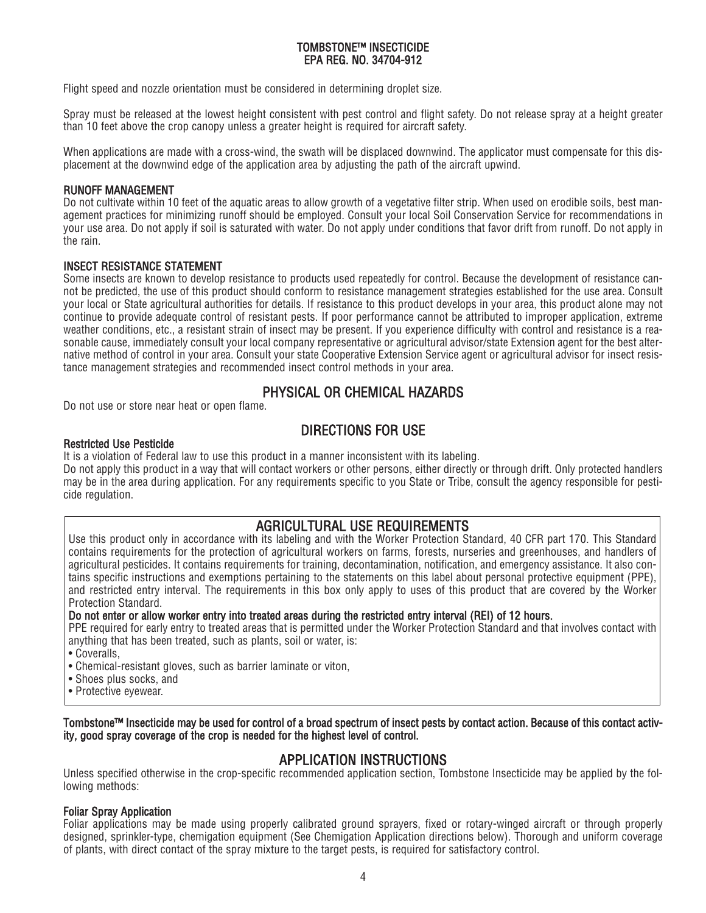Flight speed and nozzle orientation must be considered in determining droplet size.

Spray must be released at the lowest height consistent with pest control and flight safety. Do not release spray at a height greater than 10 feet above the crop canopy unless a greater height is required for aircraft safety.

When applications are made with a cross-wind, the swath will be displaced downwind. The applicator must compensate for this displacement at the downwind edge of the application area by adjusting the path of the aircraft upwind.

### RUNOFF MANAGEMENT

Do not cultivate within 10 feet of the aquatic areas to allow growth of a vegetative filter strip. When used on erodible soils, best management practices for minimizing runoff should be employed. Consult your local Soil Conservation Service for recommendations in your use area. Do not apply if soil is saturated with water. Do not apply under conditions that favor drift from runoff. Do not apply in the rain.

### INSECT RESISTANCE STATEMENT

Some insects are known to develop resistance to products used repeatedly for control. Because the development of resistance cannot be predicted, the use of this product should conform to resistance management strategies established for the use area. Consult your local or State agricultural authorities for details. If resistance to this product develops in your area, this product alone may not continue to provide adequate control of resistant pests. If poor performance cannot be attributed to improper application, extreme weather conditions, etc., a resistant strain of insect may be present. If you experience difficulty with control and resistance is a reasonable cause, immediately consult your local company representative or agricultural advisor/state Extension agent for the best alternative method of control in your area. Consult your state Cooperative Extension Service agent or agricultural advisor for insect resistance management strategies and recommended insect control methods in your area.

## PHYSICAL OR CHEMICAL HAZARDS

Do not use or store near heat or open flame.

## DIRECTIONS FOR USE

**Restricted Use Pesticide**

It is a violation of Federal law to use this product in a manner inconsistent with its labeling.

Do not apply this product in a way that will contact workers or other persons, either directly or through drift. Only protected handlers may be in the area during application. For any requirements specific to you State or Tribe, consult the agency responsible for pesticide regulation.

## AGRICULTURAL USE REQUIREMENTS

Use this product only in accordance with its labeling and with the Worker Protection Standard, 40 CFR part 170. This Standard contains requirements for the protection of agricultural workers on farms, forests, nurseries and greenhouses, and handlers of agricultural pesticides. It contains requirements for training, decontamination, notification, and emergency assistance. It also contains specific instructions and exemptions pertaining to the statements on this label about personal protective equipment (PPE), and restricted entry interval. The requirements in this box only apply to uses of this product that are covered by the Worker Protection Standard.

**Do not enter or allow worker entry into treated areas during the restricted entry interval (REI) of 12 hours.**

PPE required for early entry to treated areas that is permitted under the Worker Protection Standard and that involves contact with anything that has been treated, such as plants, soil or water, is:

- Coveralls,
- Chemical-resistant gloves, such as barrier laminate or viton,
- Shoes plus socks, and
- Protective eyewear.

**Tombstone™ Insecticide may be used for control of a broad spectrum of insect pests by contact action. Because of this contact activity, good spray coverage of the crop is needed for the highest level of control.**

## APPLICATION INSTRUCTIONS

Unless specified otherwise in the crop-specific recommended application section, Tombstone Insecticide may be applied by the following methods:

**Foliar Spray Application**

Foliar applications may be made using properly calibrated ground sprayers, fixed or rotary-winged aircraft or through properly designed, sprinkler-type, chemigation equipment (See Chemigation Application directions below). Thorough and uniform coverage of plants, with direct contact of the spray mixture to the target pests, is required for satisfactory control.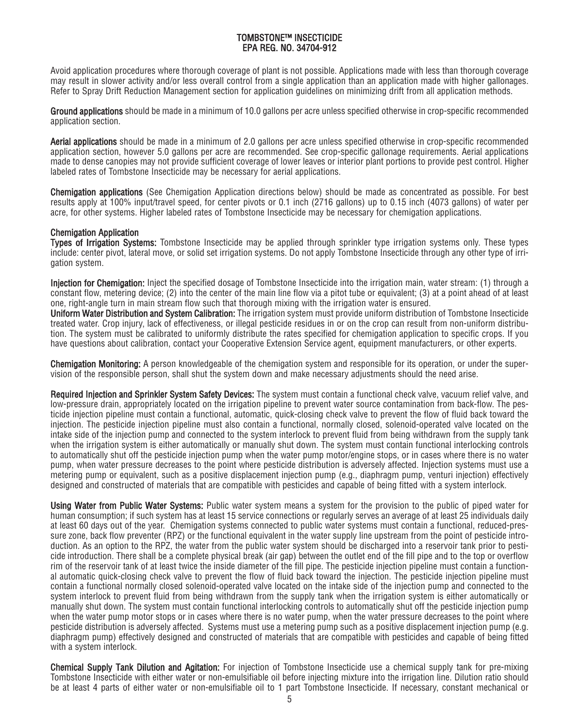# TOMBSTONE™ INSECTICIDE
## EPA REG. NO. 34704-912

Avoid application procedures where thorough coverage of plant is not possible. Applications made with less than thorough coverage may result in slower activity and/or less overall control from a single application than an application made with higher gallonages. Refer to Spray Drift Reduction Management section for application guidelines on minimizing drift from all application methods.

**Ground applications** should be made in a minimum of 10.0 gallons per acre unless specified otherwise in crop-specific recommended application section.

**Aerial applications** should be made in a minimum of 2.0 gallons per acre unless specified otherwise in crop-specific recommended application section, however 5.0 gallons per acre are recommended. See crop-specific gallonage requirements. Aerial applications made to dense canopies may not provide sufficient coverage of lower leaves or interior plant portions to provide pest control. Higher labeled rates of Tombstone Insecticide may be necessary for aerial applications.

**Chemigation applications** (See Chemigation Application directions below) should be made as concentrated as possible. For best results apply at 100% input/travel speed, for center pivots or 0.1 inch (2716 gallons) up to 0.15 inch (4073 gallons) of water per acre, for other systems. Higher labeled rates of Tombstone Insecticide may be necessary for chemigation applications.

**Chemigation Application**

**Types of Irrigation Systems:** Tombstone Insecticide may be applied through sprinkler type irrigation systems only. These types include: center pivot, lateral move, or solid set irrigation systems. Do not apply Tombstone Insecticide through any other type of irrigation system.

**Injection for Chemigation:** Inject the specified dosage of Tombstone Insecticide into the irrigation main, water stream: (1) through a constant flow, metering device; (2) into the center of the main line flow via a pitot tube or equivalent; (3) at a point ahead of at least one, right-angle turn in main stream flow such that thorough mixing with the irrigation water is ensured.

**Uniform Water Distribution and System Calibration:** The irrigation system must provide uniform distribution of Tombstone Insecticide treated water. Crop injury, lack of effectiveness, or illegal pesticide residues in or on the crop can result from non-uniform distribution. The system must be calibrated to uniformly distribute the rates specified for chemigation application to specific crops. If you have questions about calibration, contact your Cooperative Extension Service agent, equipment manufacturers, or other experts.

**Chemigation Monitoring:** A person knowledgeable of the chemigation system and responsible for its operation, or under the supervision of the responsible person, shall shut the system down and make necessary adjustments should the need arise.

**Required Injection and Sprinkler System Safety Devices:** The system must contain a functional check valve, vacuum relief valve, and low-pressure drain, appropriately located on the irrigation pipeline to prevent water source contamination from back-flow. The pesticide injection pipeline must contain a functional, automatic, quick-closing check valve to prevent the flow of fluid back toward the injection. The pesticide injection pipeline must also contain a functional, normally closed, solenoid-operated valve located on the intake side of the injection pump and connected to the system interlock to prevent fluid from being withdrawn from the supply tank when the irrigation system is either automatically or manually shut down. The system must contain functional interlocking controls to automatically shut off the pesticide injection pump when the water pump motor/engine stops, or in cases where there is no water pump, when water pressure decreases to the point where pesticide distribution is adversely affected. Injection systems must use a metering pump or equivalent, such as a positive displacement injection pump (e.g., diaphragm pump, venturi injection) effectively designed and constructed of materials that are compatible with pesticides and capable of being fitted with a system interlock.

**Using Water from Public Water Systems:** Public water system means a system for the provision to the public of piped water for human consumption; if such system has at least 15 service connections or regularly serves an average of at least 25 individuals daily at least 60 days out of the year. Chemigation systems connected to public water systems must contain a functional, reduced-pressure zone, back flow preventer (RPZ) or the functional equivalent in the water supply line upstream from the point of pesticide introduction. As an option to the RPZ, the water from the public water system should be discharged into a reservoir tank prior to pesticide introduction. There shall be a complete physical break (air gap) between the outlet end of the fill pipe and to the top or overflow rim of the reservoir tank of at least twice the inside diameter of the fill pipe. The pesticide injection pipeline must contain a functional automatic quick-closing check valve to prevent the flow of fluid back toward the injection. The pesticide injection pipeline must contain a functional normally closed solenoid-operated valve located on the intake side of the injection pump and connected to the system interlock to prevent fluid from being withdrawn from the supply tank when the irrigation system is either automatically or manually shut down. The system must contain functional interlocking controls to automatically shut off the pesticide injection pump when the water pump motor stops or in cases where there is no water pump, when the water pressure decreases to the point where pesticide distribution is adversely affected. Systems must use a metering pump such as a positive displacement injection pump (e.g. diaphragm pump) effectively designed and constructed of materials that are compatible with pesticides and capable of being fitted with a system interlock.

**Chemical Supply Tank Dilution and Agitation:** For injection of Tombstone Insecticide use a chemical supply tank for pre-mixing Tombstone Insecticide with either water or non-emulsifiable oil before injecting mixture into the irrigation line. Dilution ratio should be at least 4 parts of either water or non-emulsifiable oil to 1 part Tombstone Insecticide. If necessary, constant mechanical or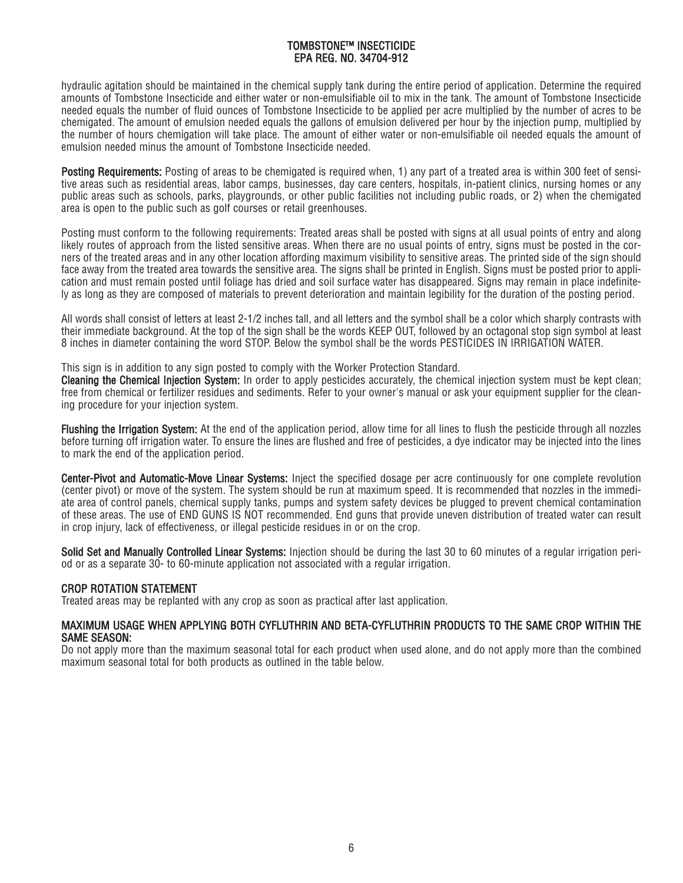hydraulic agitation should be maintained in the chemical supply tank during the entire period of application. Determine the required amounts of Tombstone Insecticide and either water or non-emulsifiable oil to mix in the tank. The amount of Tombstone Insecticide needed equals the number of fluid ounces of Tombstone Insecticide to be applied per acre multiplied by the number of acres to be chemigated. The amount of emulsion needed equals the gallons of emulsion delivered per hour by the injection pump, multiplied by the number of hours chemigation will take place. The amount of either water or non-emulsifiable oil needed equals the amount of emulsion needed minus the amount of Tombstone Insecticide needed.

**Posting Requirements:** Posting of areas to be chemigated is required when, 1) any part of a treated area is within 300 feet of sensitive areas such as residential areas, labor camps, businesses, day care centers, hospitals, in-patient clinics, nursing homes or any public areas such as schools, parks, playgrounds, or other public facilities not including public roads, or 2) when the chemigated area is open to the public such as golf courses or retail greenhouses.

Posting must conform to the following requirements: Treated areas shall be posted with signs at all usual points of entry and along likely routes of approach from the listed sensitive areas. When there are no usual points of entry, signs must be posted in the corners of the treated areas and in any other location affording maximum visibility to sensitive areas. The printed side of the sign should face away from the treated area towards the sensitive area. The signs shall be printed in English. Signs must be posted prior to application and must remain posted until foliage has dried and soil surface water has disappeared. Signs may remain in place indefinitely as long as they are composed of materials to prevent deterioration and maintain legibility for the duration of the posting period.

All words shall consist of letters at least 2-1/2 inches tall, and all letters and the symbol shall be a color which sharply contrasts with their immediate background. At the top of the sign shall be the words KEEP OUT, followed by an octagonal stop sign symbol at least 8 inches in diameter containing the word STOP. Below the symbol shall be the words PESTICIDES IN IRRIGATION WATER.

This sign is in addition to any sign posted to comply with the Worker Protection Standard.

**Cleaning the Chemical Injection System:** In order to apply pesticides accurately, the chemical injection system must be kept clean; free from chemical or fertilizer residues and sediments. Refer to your owner's manual or ask your equipment supplier for the cleaning procedure for your injection system.

**Flushing the Irrigation System:** At the end of the application period, allow time for all lines to flush the pesticide through all nozzles before turning off irrigation water. To ensure the lines are flushed and free of pesticides, a dye indicator may be injected into the lines to mark the end of the application period.

**Center-Pivot and Automatic-Move Linear Systems:** Inject the specified dosage per acre continuously for one complete revolution (center pivot) or move of the system. The system should be run at maximum speed. It is recommended that nozzles in the immediate area of control panels, chemical supply tanks, pumps and system safety devices be plugged to prevent chemical contamination of these areas. The use of END GUNS IS NOT recommended. End guns that provide uneven distribution of treated water can result in crop injury, lack of effectiveness, or illegal pesticide residues in or on the crop.

**Solid Set and Manually Controlled Linear Systems:** Injection should be during the last 30 to 60 minutes of a regular irrigation period or as a separate 30- to 60-minute application not associated with a regular irrigation.

## CROP ROTATION STATEMENT

Treated areas may be replanted with any crop as soon as practical after last application.

## MAXIMUM USAGE WHEN APPLYING BOTH CYFLUTHRIN AND BETA-CYFLUTHRIN PRODUCTS TO THE SAME CROP WITHIN THE SAME SEASON:

Do not apply more than the maximum seasonal total for each product when used alone, and do not apply more than the combined maximum seasonal total for both products as outlined in the table below.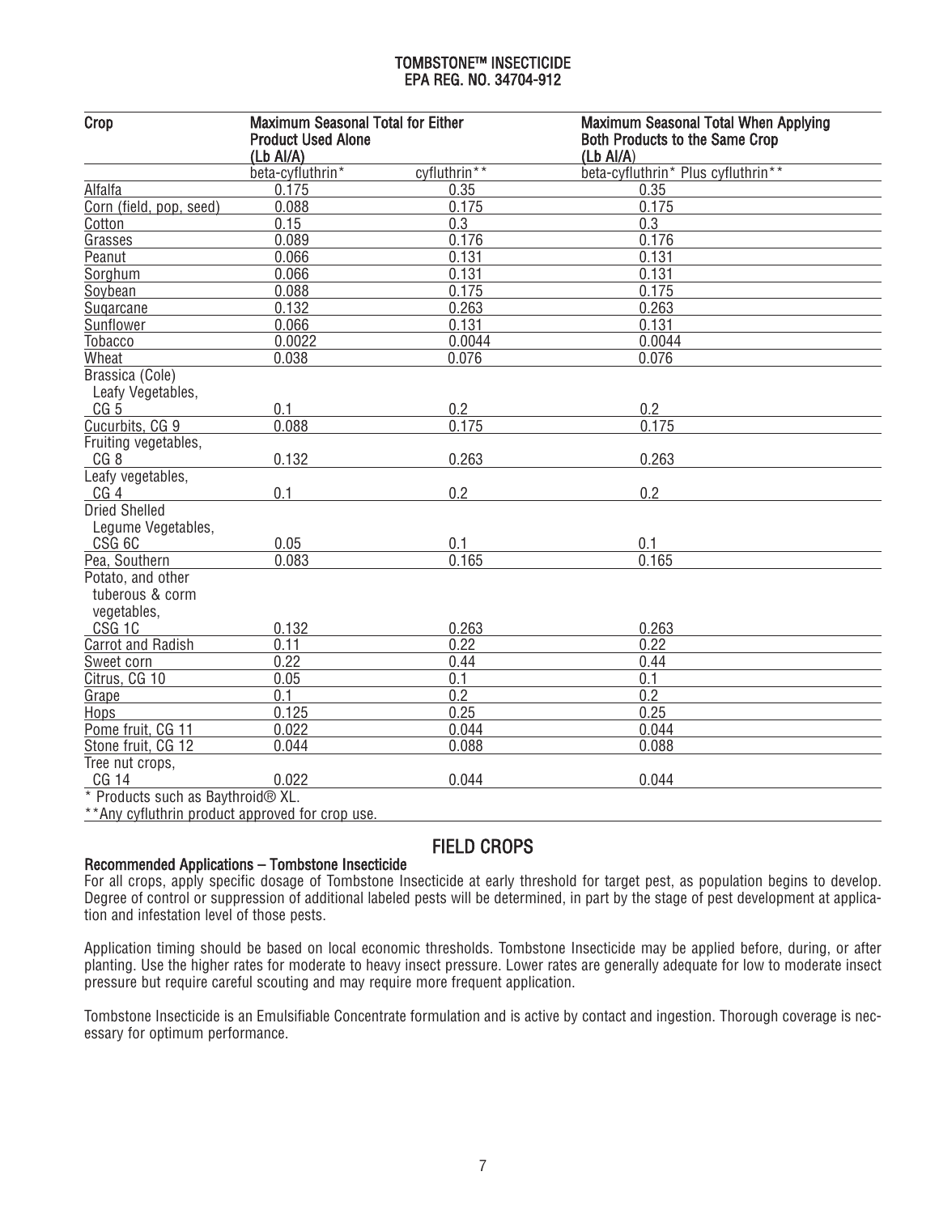TOMBSTONE™ INSECTICIDE
EPA REG. NO. 34704-912

| Crop | Maximum Seasonal Total for Either Product Used Alone (Lb AI/A) | | Maximum Seasonal Total When Applying Both Products to the Same Crop (Lb AI/A) |
|---|---|---|---|
| | beta-cyfluthrin* | cyfluthrin** | beta-cyfluthrin* Plus cyfluthrin** |
| Alfalfa | 0.175 | 0.35 | 0.35 |
| Corn (field, pop, seed) | 0.088 | 0.175 | 0.175 |
| Cotton | 0.15 | 0.3 | 0.3 |
| Grasses | 0.089 | 0.176 | 0.176 |
| Peanut | 0.066 | 0.131 | 0.131 |
| Sorghum | 0.066 | 0.131 | 0.131 |
| Soybean | 0.088 | 0.175 | 0.175 |
| Sugarcane | 0.132 | 0.263 | 0.263 |
| Sunflower | 0.066 | 0.131 | 0.131 |
| Tobacco | 0.0022 | 0.0044 | 0.0044 |
| Wheat | 0.038 | 0.076 | 0.076 |
| Brassica (Cole) Leafy Vegetables, CG 5 | 0.1 | 0.2 | 0.2 |
| Cucurbits, CG 9 | 0.088 | 0.175 | 0.175 |
| Fruiting vegetables, CG 8 | 0.132 | 0.263 | 0.263 |
| Leafy vegetables, CG 4 | 0.1 | 0.2 | 0.2 |
| Dried Shelled Legume Vegetables, CSG 6C | 0.05 | 0.1 | 0.1 |
| Pea, Southern | 0.083 | 0.165 | 0.165 |
| Potato, and other tuberous & corm vegetables, CSG 1C | 0.132 | 0.263 | 0.263 |
| Carrot and Radish | 0.11 | 0.22 | 0.22 |
| Sweet corn | 0.22 | 0.44 | 0.44 |
| Citrus, CG 10 | 0.05 | 0.1 | 0.1 |
| Grape | 0.1 | 0.2 | 0.2 |
| Hops | 0.125 | 0.25 | 0.25 |
| Pome fruit, CG 11 | 0.022 | 0.044 | 0.044 |
| Stone fruit, CG 12 | 0.044 | 0.088 | 0.088 |
| Tree nut crops, CG 14 | 0.022 | 0.044 | 0.044 |

* Products such as Baythroid® XL.

**Any cyfluthrin product approved for crop use.

## FIELD CROPS

### Recommended Applications – Tombstone Insecticide

For all crops, apply specific dosage of Tombstone Insecticide at early threshold for target pest, as population begins to develop. Degree of control or suppression of additional labeled pests will be determined, in part by the stage of pest development at application and infestation level of those pests.

Application timing should be based on local economic thresholds. Tombstone Insecticide may be applied before, during, or after planting. Use the higher rates for moderate to heavy insect pressure. Lower rates are generally adequate for low to moderate insect pressure but require careful scouting and may require more frequent application.

Tombstone Insecticide is an Emulsifiable Concentrate formulation and is active by contact and ingestion. Thorough coverage is necessary for optimum performance.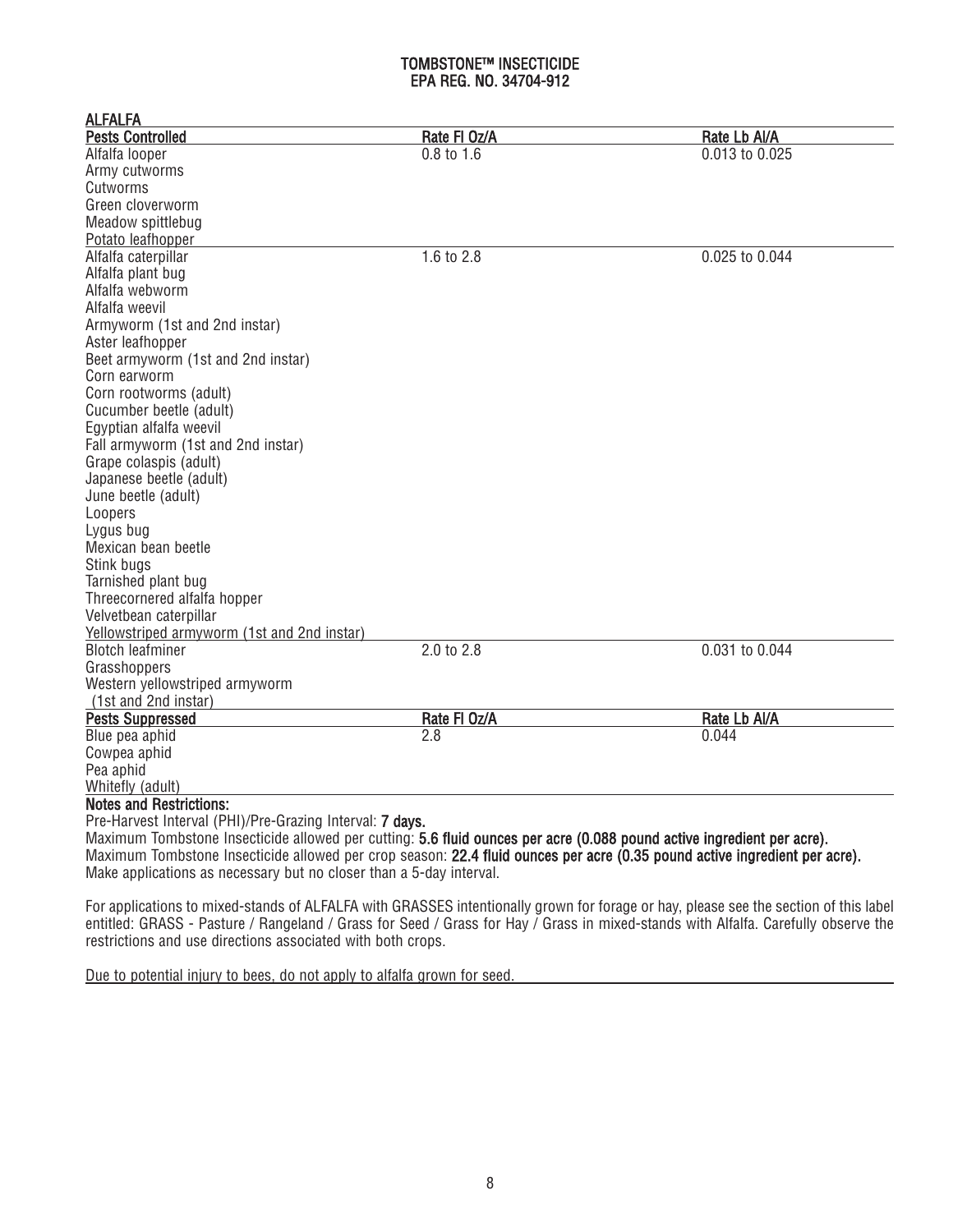**TOMBSTONE™ INSECTICIDE**
**EPA REG. NO. 34704-912**

## ALFALFA

| Pests Controlled | Rate Fl Oz/A | Rate Lb AI/A |
|---|---|---|
| Alfalfa looper<br>Army cutworms<br>Cutworms<br>Green cloverworm<br>Meadow spittlebug<br>Potato leafhopper | 0.8 to 1.6 | 0.013 to 0.025 |
| Alfalfa caterpillar<br>Alfalfa plant bug<br>Alfalfa webworm<br>Alfalfa weevil<br>Armyworm (1st and 2nd instar)<br>Aster leafhopper<br>Beet armyworm (1st and 2nd instar)<br>Corn earworm<br>Corn rootworms (adult)<br>Cucumber beetle (adult)<br>Egyptian alfalfa weevil<br>Fall armyworm (1st and 2nd instar)<br>Grape colaspis (adult)<br>Japanese beetle (adult)<br>June beetle (adult)<br>Loopers<br>Lygus bug<br>Mexican bean beetle<br>Stink bugs<br>Tarnished plant bug<br>Threecornered alfalfa hopper<br>Velvetbean caterpillar<br>Yellowstriped armyworm (1st and 2nd instar) | 1.6 to 2.8 | 0.025 to 0.044 |
| Blotch leafminer<br>Grasshoppers<br>Western yellowstriped armyworm<br>(1st and 2nd instar) | 2.0 to 2.8 | 0.031 to 0.044 |
| **Pests Suppressed** | **Rate Fl Oz/A** | **Rate Lb AI/A** |
| Blue pea aphid<br>Cowpea aphid<br>Pea aphid<br>Whitefly (adult) | 2.8 | 0.044 |

**Notes and Restrictions:**

Pre-Harvest Interval (PHI)/Pre-Grazing Interval: **7 days.**

Maximum Tombstone Insecticide allowed per cutting: **5.6 fluid ounces per acre (0.088 pound active ingredient per acre).**

Maximum Tombstone Insecticide allowed per crop season: **22.4 fluid ounces per acre (0.35 pound active ingredient per acre).**

Make applications as necessary but no closer than a 5-day interval.

For applications to mixed-stands of ALFALFA with GRASSES intentionally grown for forage or hay, please see the section of this label entitled: GRASS - Pasture / Rangeland / Grass for Seed / Grass for Hay / Grass in mixed-stands with Alfalfa. Carefully observe the restrictions and use directions associated with both crops.

Due to potential injury to bees, do not apply to alfalfa grown for seed.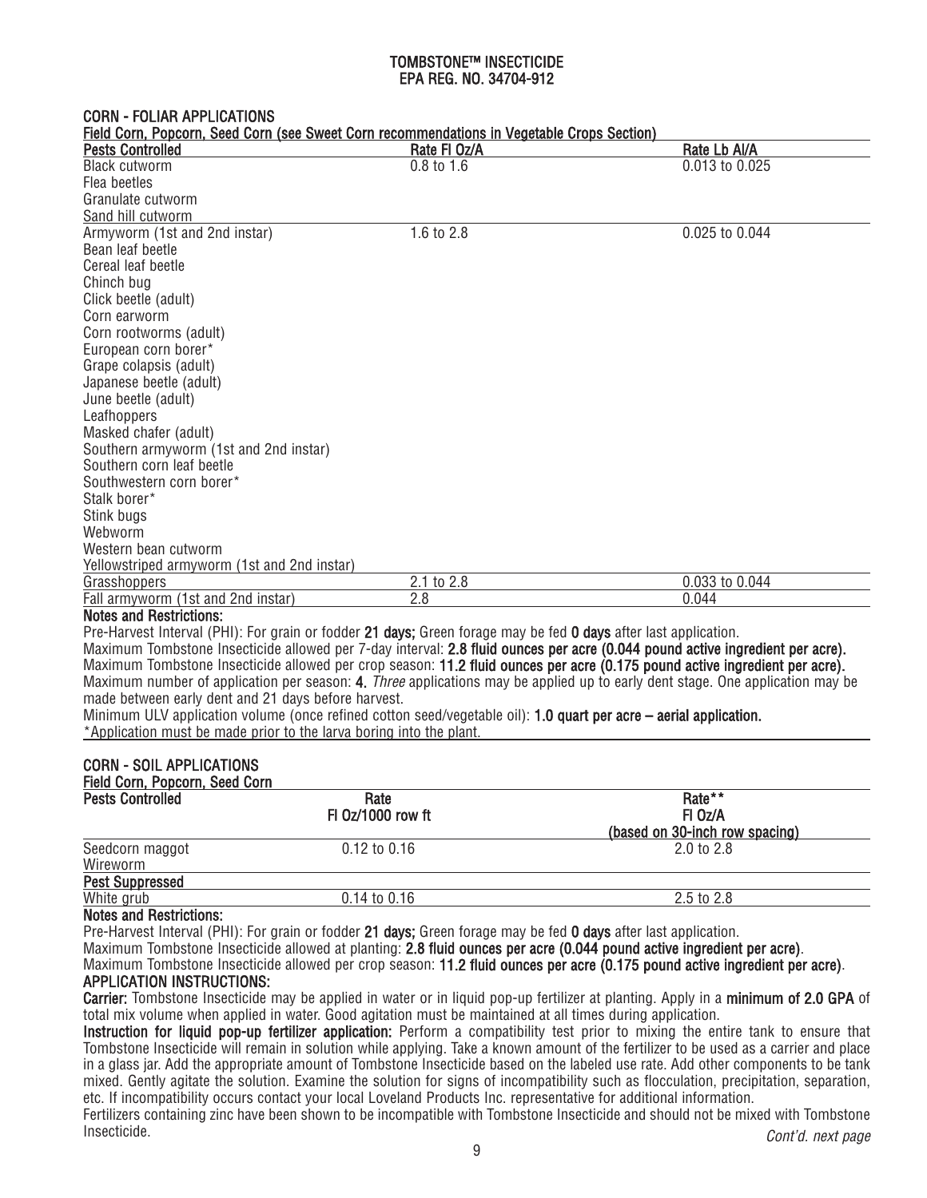**TOMBSTONE™ INSECTICIDE**
**EPA REG. NO. 34704-912**

## CORN - FOLIAR APPLICATIONS

**Field Corn, Popcorn, Seed Corn (see Sweet Corn recommendations in Vegetable Crops Section)**

| Pests Controlled | Rate Fl Oz/A | Rate Lb AI/A |
|---|---|---|
| Black cutworm<br>Flea beetles<br>Granulate cutworm<br>Sand hill cutworm | 0.8 to 1.6 | 0.013 to 0.025 |
| Armyworm (1st and 2nd instar)<br>Bean leaf beetle<br>Cereal leaf beetle<br>Chinch bug<br>Click beetle (adult)<br>Corn earworm<br>Corn rootworms (adult)<br>European corn borer*<br>Grape colapsis (adult)<br>Japanese beetle (adult)<br>June beetle (adult)<br>Leafhoppers<br>Masked chafer (adult)<br>Southern armyworm (1st and 2nd instar)<br>Southern corn leaf beetle<br>Southwestern corn borer*<br>Stalk borer*<br>Stink bugs<br>Webworm<br>Western bean cutworm<br>Yellowstriped armyworm (1st and 2nd instar) | 1.6 to 2.8 | 0.025 to 0.044 |
| Grasshoppers | 2.1 to 2.8 | 0.033 to 0.044 |
| Fall armyworm (1st and 2nd instar) | 2.8 | 0.044 |

**Notes and Restrictions:**

Pre-Harvest Interval (PHI): For grain or fodder **21 days;** Green forage may be fed **0 days** after last application.

Maximum Tombstone Insecticide allowed per 7-day interval: **2.8 fluid ounces per acre (0.044 pound active ingredient per acre).**

Maximum Tombstone Insecticide allowed per crop season: **11.2 fluid ounces per acre (0.175 pound active ingredient per acre).**

Maximum number of application per season: **4.** *Three* applications may be applied up to early dent stage. One application may be made between early dent and 21 days before harvest.

Minimum ULV application volume (once refined cotton seed/vegetable oil): **1.0 quart per acre – aerial application.**

*Application must be made prior to the larva boring into the plant.

## CORN - SOIL APPLICATIONS

**Field Corn, Popcorn, Seed Corn**

| Pests Controlled | Rate Fl Oz/1000 row ft | Rate** Fl Oz/A (based on 30-inch row spacing) |
|---|---|---|
| Seedcorn maggot<br>Wireworm | 0.12 to 0.16 | 2.0 to 2.8 |
| **Pest Suppressed** | | |
| White grub | 0.14 to 0.16 | 2.5 to 2.8 |

**Notes and Restrictions:**

Pre-Harvest Interval (PHI): For grain or fodder **21 days;** Green forage may be fed **0 days** after last application.

Maximum Tombstone Insecticide allowed at planting: **2.8 fluid ounces per acre (0.044 pound active ingredient per acre)**.

Maximum Tombstone Insecticide allowed per crop season: **11.2 fluid ounces per acre (0.175 pound active ingredient per acre)**.

**APPLICATION INSTRUCTIONS:**

**Carrier:** Tombstone Insecticide may be applied in water or in liquid pop-up fertilizer at planting. Apply in a **minimum of 2.0 GPA** of total mix volume when applied in water. Good agitation must be maintained at all times during application.

**Instruction for liquid pop-up fertilizer application:** Perform a compatibility test prior to mixing the entire tank to ensure that Tombstone Insecticide will remain in solution while applying. Take a known amount of the fertilizer to be used as a carrier and place in a glass jar. Add the appropriate amount of Tombstone Insecticide based on the labeled use rate. Add other components to be tank mixed. Gently agitate the solution. Examine the solution for signs of incompatibility such as flocculation, precipitation, separation, etc. If incompatibility occurs contact your local Loveland Products Inc. representative for additional information.

Fertilizers containing zinc have been shown to be incompatible with Tombstone Insecticide and should not be mixed with Tombstone Insecticide.

*Cont'd. next page*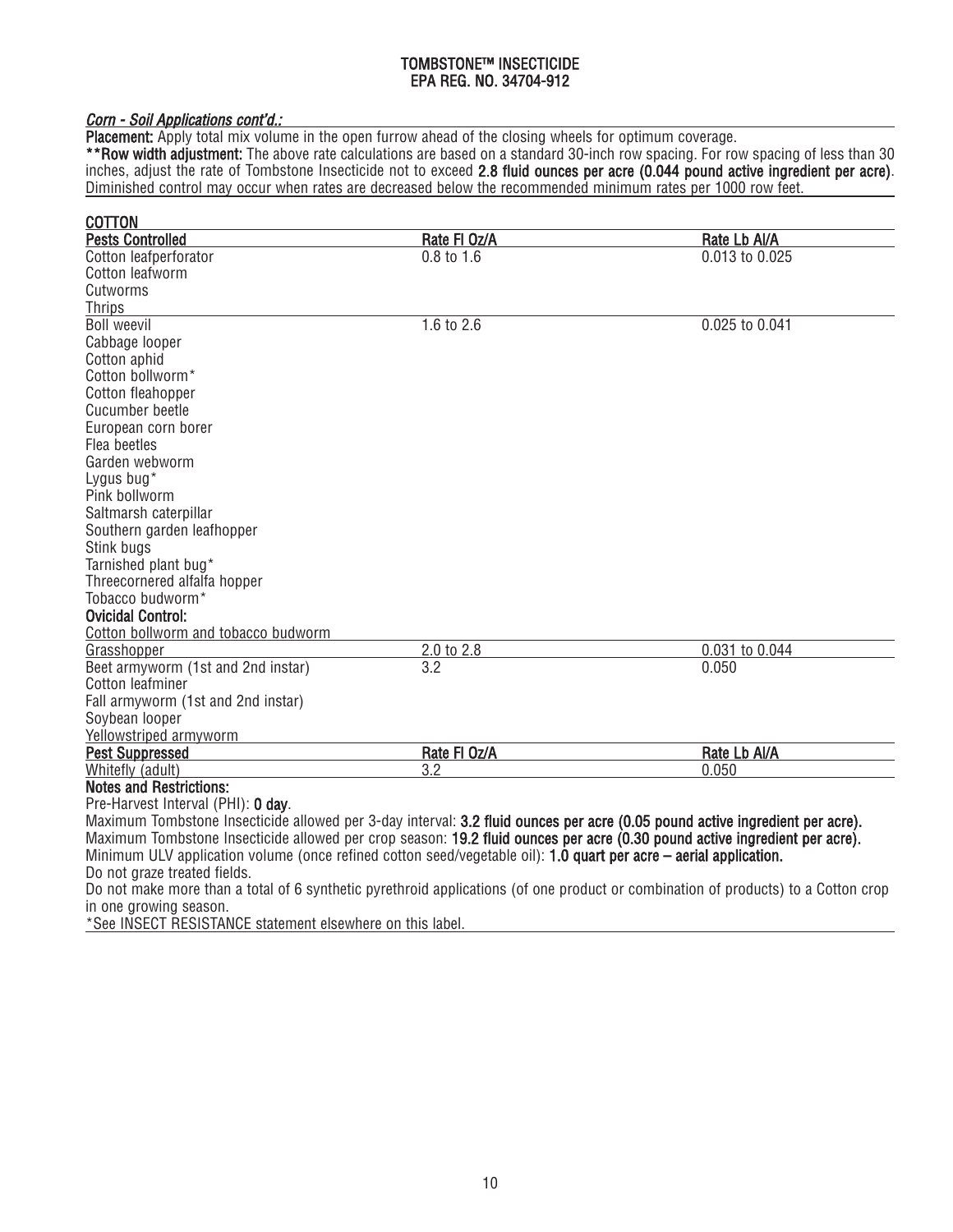*Corn - Soil Applications cont'd.:*

**Placement:** Apply total mix volume in the open furrow ahead of the closing wheels for optimum coverage.

****Row width adjustment:** The above rate calculations are based on a standard 30-inch row spacing. For row spacing of less than 30 inches, adjust the rate of Tombstone Insecticide not to exceed **2.8 fluid ounces per acre (0.044 pound active ingredient per acre)**. Diminished control may occur when rates are decreased below the recommended minimum rates per 1000 row feet.

## COTTON

| Pests Controlled | Rate Fl Oz/A | Rate Lb AI/A |
|---|---|---|
| Cotton leafperforator<br>Cotton leafworm<br>Cutworms<br>Thrips | 0.8 to 1.6 | 0.013 to 0.025 |
| Boll weevil<br>Cabbage looper<br>Cotton aphid<br>Cotton bollworm*<br>Cotton fleahopper<br>Cucumber beetle<br>European corn borer<br>Flea beetles<br>Garden webworm<br>Lygus bug*<br>Pink bollworm<br>Saltmarsh caterpillar<br>Southern garden leafhopper<br>Stink bugs<br>Tarnished plant bug*<br>Threecornered alfalfa hopper<br>Tobacco budworm*<br>**Ovicidal Control:**<br>Cotton bollworm and tobacco budworm | 1.6 to 2.6 | 0.025 to 0.041 |
| Grasshopper | 2.0 to 2.8 | 0.031 to 0.044 |
| Beet armyworm (1st and 2nd instar)<br>Cotton leafminer<br>Fall armyworm (1st and 2nd instar)<br>Soybean looper<br>Yellowstriped armyworm | 3.2 | 0.050 |
| **Pest Suppressed** | **Rate Fl Oz/A** | **Rate Lb AI/A** |
| Whitefly (adult) | 3.2 | 0.050 |

**Notes and Restrictions:**

Pre-Harvest Interval (PHI): **0 day**.

Maximum Tombstone Insecticide allowed per 3-day interval: **3.2 fluid ounces per acre (0.05 pound active ingredient per acre).**

Maximum Tombstone Insecticide allowed per crop season: **19.2 fluid ounces per acre (0.30 pound active ingredient per acre).**

Minimum ULV application volume (once refined cotton seed/vegetable oil): **1.0 quart per acre – aerial application.**

Do not graze treated fields.

Do not make more than a total of 6 synthetic pyrethroid applications (of one product or combination of products) to a Cotton crop in one growing season.

*See INSECT RESISTANCE statement elsewhere on this label.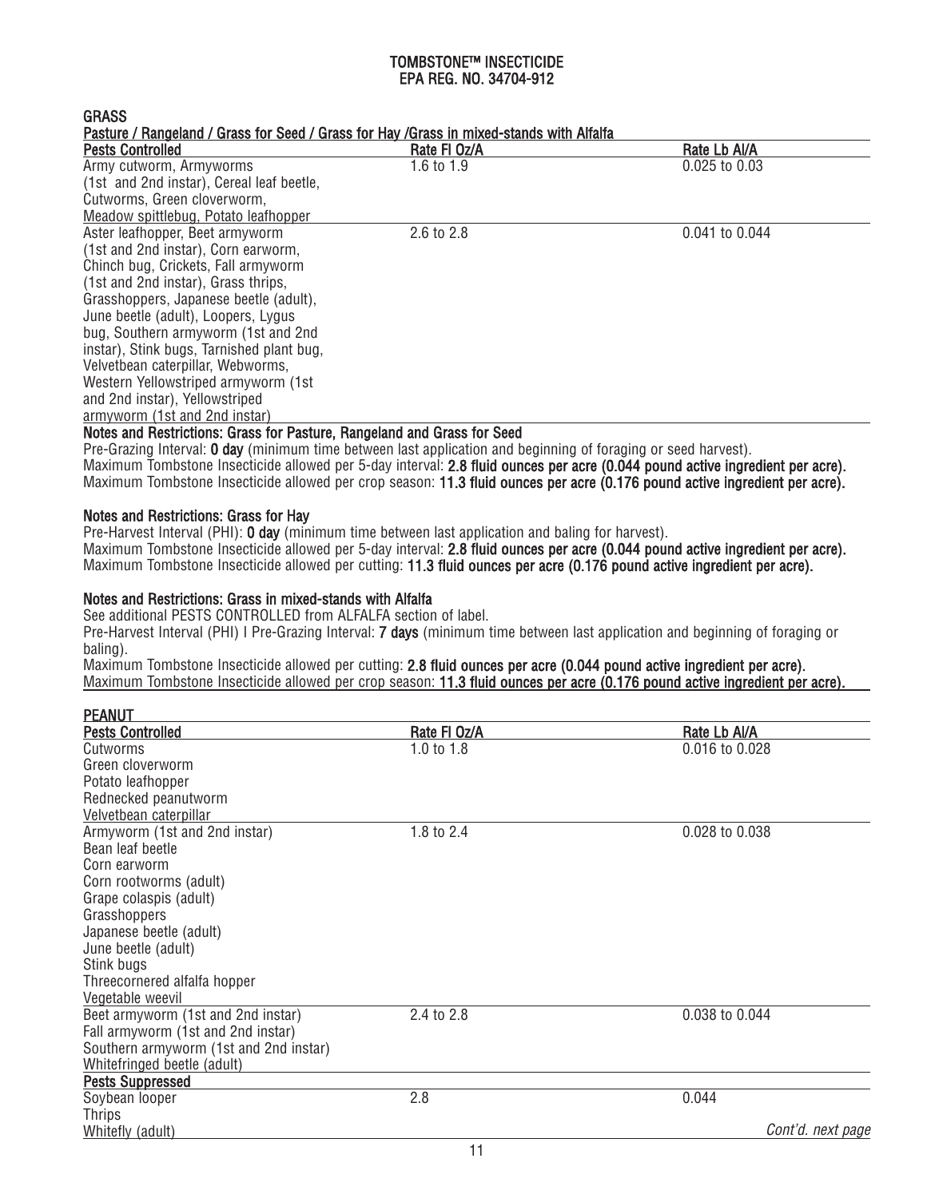# TOMBSTONE™ INSECTICIDE
## EPA REG. NO. 34704-912

## GRASS

**Pasture / Rangeland / Grass for Seed / Grass for Hay /Grass in mixed-stands with Alfalfa**

| Pests Controlled | Rate Fl Oz/A | Rate Lb AI/A |
|---|---|---|
| Army cutworm, Armyworms (1st and 2nd instar), Cereal leaf beetle, Cutworms, Green cloverworm, Meadow spittlebug, Potato leafhopper | 1.6 to 1.9 | 0.025 to 0.03 |
| Aster leafhopper, Beet armyworm (1st and 2nd instar), Corn earworm, Chinch bug, Crickets, Fall armyworm (1st and 2nd instar), Grass thrips, Grasshoppers, Japanese beetle (adult), June beetle (adult), Loopers, Lygus bug, Southern armyworm (1st and 2nd instar), Stink bugs, Tarnished plant bug, Velvetbean caterpillar, Webworms, Western Yellowstriped armyworm (1st and 2nd instar), Yellowstriped armyworm (1st and 2nd instar) | 2.6 to 2.8 | 0.041 to 0.044 |

**Notes and Restrictions: Grass for Pasture, Rangeland and Grass for Seed**

Pre-Grazing Interval: **0 day** (minimum time between last application and beginning of foraging or seed harvest).
Maximum Tombstone Insecticide allowed per 5-day interval: **2.8 fluid ounces per acre (0.044 pound active ingredient per acre).**
Maximum Tombstone Insecticide allowed per crop season: **11.3 fluid ounces per acre (0.176 pound active ingredient per acre).**

**Notes and Restrictions: Grass for Hay**

Pre-Harvest Interval (PHI): **0 day** (minimum time between last application and baling for harvest).
Maximum Tombstone Insecticide allowed per 5-day interval: **2.8 fluid ounces per acre (0.044 pound active ingredient per acre).**
Maximum Tombstone Insecticide allowed per cutting: **11.3 fluid ounces per acre (0.176 pound active ingredient per acre).**

**Notes and Restrictions: Grass in mixed-stands with Alfalfa**

See additional PESTS CONTROLLED from ALFALFA section of label.
Pre-Harvest Interval (PHI) I Pre-Grazing Interval: **7 days** (minimum time between last application and beginning of foraging or baling).
Maximum Tombstone Insecticide allowed per cutting: **2.8 fluid ounces per acre (0.044 pound active ingredient per acre).**
Maximum Tombstone Insecticide allowed per crop season: **11.3 fluid ounces per acre (0.176 pound active ingredient per acre).**

## PEANUT

| Pests Controlled | Rate Fl Oz/A | Rate Lb AI/A |
|---|---|---|
| Cutworms<br>Green cloverworm<br>Potato leafhopper<br>Rednecked peanutworm<br>Velvetbean caterpillar | 1.0 to 1.8 | 0.016 to 0.028 |
| Armyworm (1st and 2nd instar)<br>Bean leaf beetle<br>Corn earworm<br>Corn rootworms (adult)<br>Grape colaspis (adult)<br>Grasshoppers<br>Japanese beetle (adult)<br>June beetle (adult)<br>Stink bugs<br>Threecornered alfalfa hopper<br>Vegetable weevil | 1.8 to 2.4 | 0.028 to 0.038 |
| Beet armyworm (1st and 2nd instar)<br>Fall armyworm (1st and 2nd instar)<br>Southern armyworm (1st and 2nd instar)<br>Whitefringed beetle (adult) | 2.4 to 2.8 | 0.038 to 0.044 |
| **Pests Suppressed** | | |
| Soybean looper<br>Thrips<br>Whitefly (adult) | 2.8 | 0.044 |

*Cont'd. next page*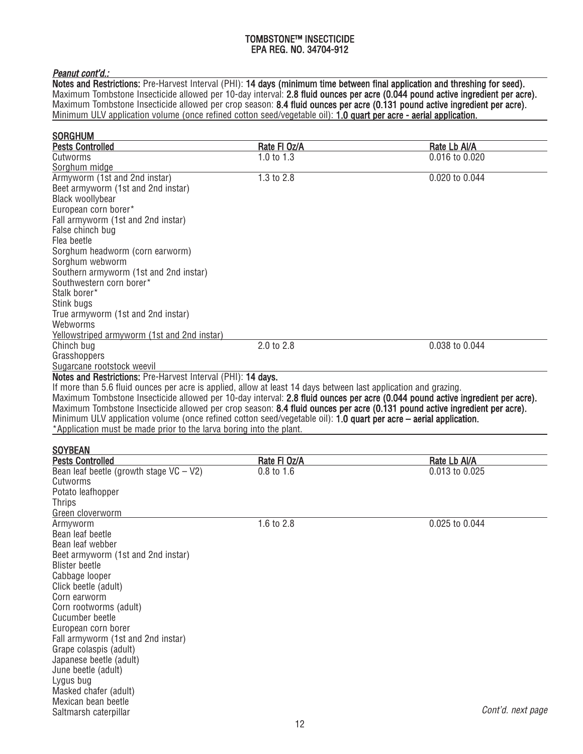*Peanut cont'd.:*

**Notes and Restrictions:** Pre-Harvest Interval (PHI): **14 days (minimum time between final application and threshing for seed).**
Maximum Tombstone Insecticide allowed per 10-day interval: **2.8 fluid ounces per acre (0.044 pound active ingredient per acre).**
Maximum Tombstone Insecticide allowed per crop season: **8.4 fluid ounces per acre (0.131 pound active ingredient per acre).**
Minimum ULV application volume (once refined cotton seed/vegetable oil): **1.0 quart per acre - aerial application.**

## SORGHUM

| Pests Controlled | Rate Fl Oz/A | Rate Lb AI/A |
|---|---|---|
| Cutworms<br>Sorghum midge | 1.0 to 1.3 | 0.016 to 0.020 |
| Armyworm (1st and 2nd instar)<br>Beet armyworm (1st and 2nd instar)<br>Black woollybear<br>European corn borer*<br>Fall armyworm (1st and 2nd instar)<br>False chinch bug<br>Flea beetle<br>Sorghum headworm (corn earworm)<br>Sorghum webworm<br>Southern armyworm (1st and 2nd instar)<br>Southwestern corn borer*<br>Stalk borer*<br>Stink bugs<br>True armyworm (1st and 2nd instar)<br>Webworms<br>Yellowstriped armyworm (1st and 2nd instar) | 1.3 to 2.8 | 0.020 to 0.044 |
| Chinch bug<br>Grasshoppers<br>Sugarcane rootstock weevil | 2.0 to 2.8 | 0.038 to 0.044 |

**Notes and Restrictions:** Pre-Harvest Interval (PHI): **14 days.**
If more than 5.6 fluid ounces per acre is applied, allow at least 14 days between last application and grazing.
Maximum Tombstone Insecticide allowed per 10-day interval: **2.8 fluid ounces per acre (0.044 pound active ingredient per acre).**
Maximum Tombstone Insecticide allowed per crop season: **8.4 fluid ounces per acre (0.131 pound active ingredient per acre).**
Minimum ULV application volume (once refined cotton seed/vegetable oil): **1.0 quart per acre – aerial application.**
*Application must be made prior to the larva boring into the plant.

## SOYBEAN

| Pests Controlled | Rate Fl Oz/A | Rate Lb AI/A |
|---|---|---|
| Bean leaf beetle (growth stage VC – V2)<br>Cutworms<br>Potato leafhopper<br>Thrips<br>Green cloverworm | 0.8 to 1.6 | 0.013 to 0.025 |
| Armyworm<br>Bean leaf beetle<br>Bean leaf webber<br>Beet armyworm (1st and 2nd instar)<br>Blister beetle<br>Cabbage looper<br>Click beetle (adult)<br>Corn earworm<br>Corn rootworms (adult)<br>Cucumber beetle<br>European corn borer<br>Fall armyworm (1st and 2nd instar)<br>Grape colaspis (adult)<br>Japanese beetle (adult)<br>June beetle (adult)<br>Lygus bug<br>Masked chafer (adult)<br>Mexican bean beetle<br>Saltmarsh caterpillar | 1.6 to 2.8 | 0.025 to 0.044 |

*Cont'd. next page*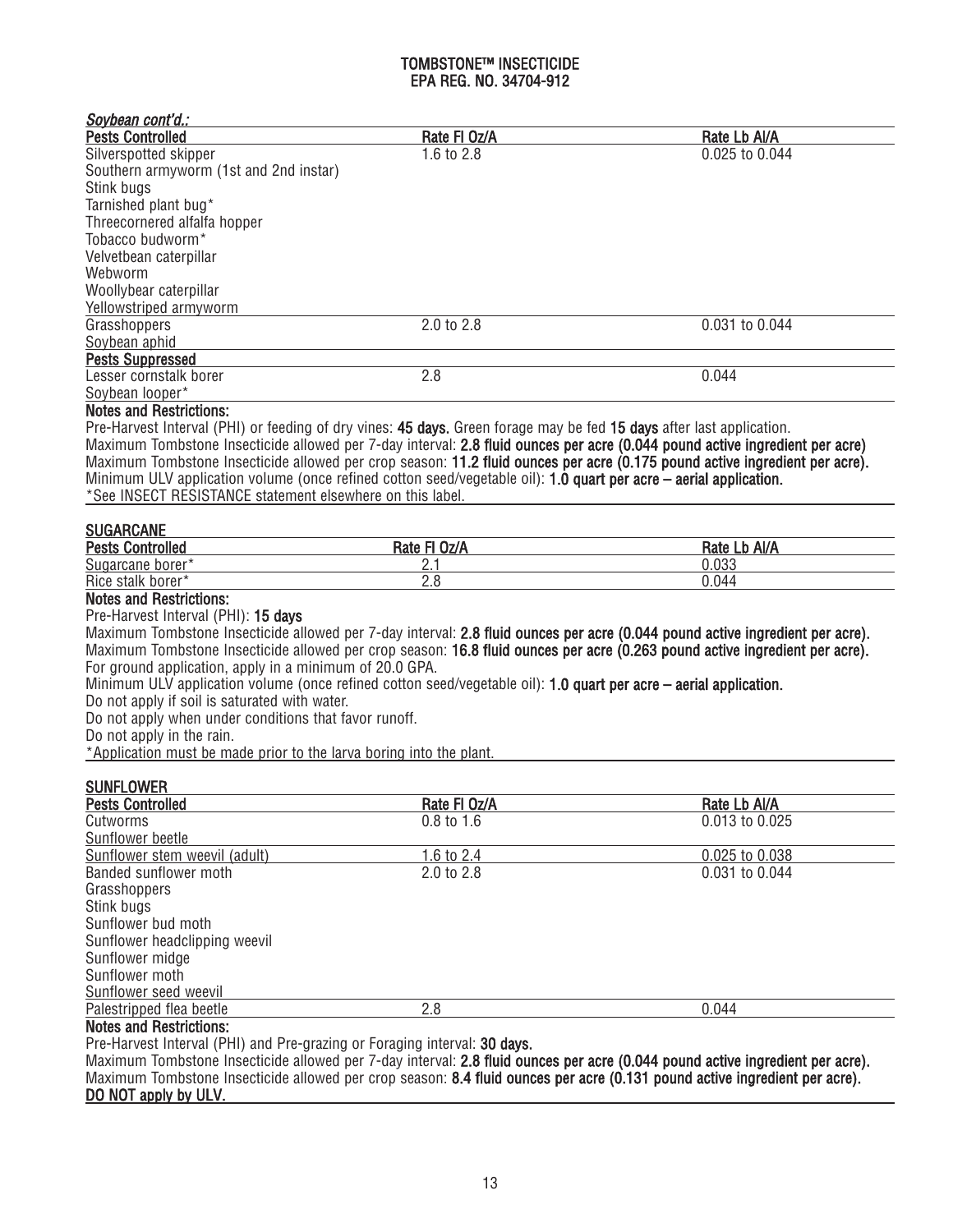### *Soybean cont'd.:*

| Pests Controlled | Rate Fl Oz/A | Rate Lb AI/A |
|---|---|---|
| Silverspotted skipper<br>Southern armyworm (1st and 2nd instar)<br>Stink bugs<br>Tarnished plant bug*<br>Threecornered alfalfa hopper<br>Tobacco budworm*<br>Velvetbean caterpillar<br>Webworm<br>Woollybear caterpillar<br>Yellowstriped armyworm | 1.6 to 2.8 | 0.025 to 0.044 |
| Grasshoppers<br>Soybean aphid | 2.0 to 2.8 | 0.031 to 0.044 |
| **Pests Suppressed** | | |
| Lesser cornstalk borer<br>Soybean looper* | 2.8 | 0.044 |

**Notes and Restrictions:**

Pre-Harvest Interval (PHI) or feeding of dry vines: **45 days.** Green forage may be fed **15 days** after last application.
Maximum Tombstone Insecticide allowed per 7-day interval: **2.8 fluid ounces per acre (0.044 pound active ingredient per acre)**
Maximum Tombstone Insecticide allowed per crop season: **11.2 fluid ounces per acre (0.175 pound active ingredient per acre).**
Minimum ULV application volume (once refined cotton seed/vegetable oil): **1.0 quart per acre – aerial application.**
*See INSECT RESISTANCE statement elsewhere on this label.

### SUGARCANE

| Pests Controlled | Rate Fl Oz/A | Rate Lb AI/A |
|---|---|---|
| Sugarcane borer* | 2.1 | 0.033 |
| Rice stalk borer* | 2.8 | 0.044 |

**Notes and Restrictions:**

Pre-Harvest Interval (PHI): **15 days**
Maximum Tombstone Insecticide allowed per 7-day interval: **2.8 fluid ounces per acre (0.044 pound active ingredient per acre).**
Maximum Tombstone Insecticide allowed per crop season: **16.8 fluid ounces per acre (0.263 pound active ingredient per acre).**
For ground application, apply in a minimum of 20.0 GPA.
Minimum ULV application volume (once refined cotton seed/vegetable oil): **1.0 quart per acre – aerial application.**
Do not apply if soil is saturated with water.
Do not apply when under conditions that favor runoff.
Do not apply in the rain.
*Application must be made prior to the larva boring into the plant.

### SUNFLOWER

| Pests Controlled | Rate Fl Oz/A | Rate Lb AI/A |
|---|---|---|
| Cutworms<br>Sunflower beetle | 0.8 to 1.6 | 0.013 to 0.025 |
| Sunflower stem weevil (adult) | 1.6 to 2.4 | 0.025 to 0.038 |
| Banded sunflower moth<br>Grasshoppers<br>Stink bugs<br>Sunflower bud moth<br>Sunflower headclipping weevil<br>Sunflower midge<br>Sunflower moth<br>Sunflower seed weevil | 2.0 to 2.8 | 0.031 to 0.044 |
| Palestripped flea beetle | 2.8 | 0.044 |

**Notes and Restrictions:**

Pre-Harvest Interval (PHI) and Pre-grazing or Foraging interval: **30 days.**
Maximum Tombstone Insecticide allowed per 7-day interval: **2.8 fluid ounces per acre (0.044 pound active ingredient per acre).**
Maximum Tombstone Insecticide allowed per crop season: **8.4 fluid ounces per acre (0.131 pound active ingredient per acre).**
**DO NOT apply by ULV.**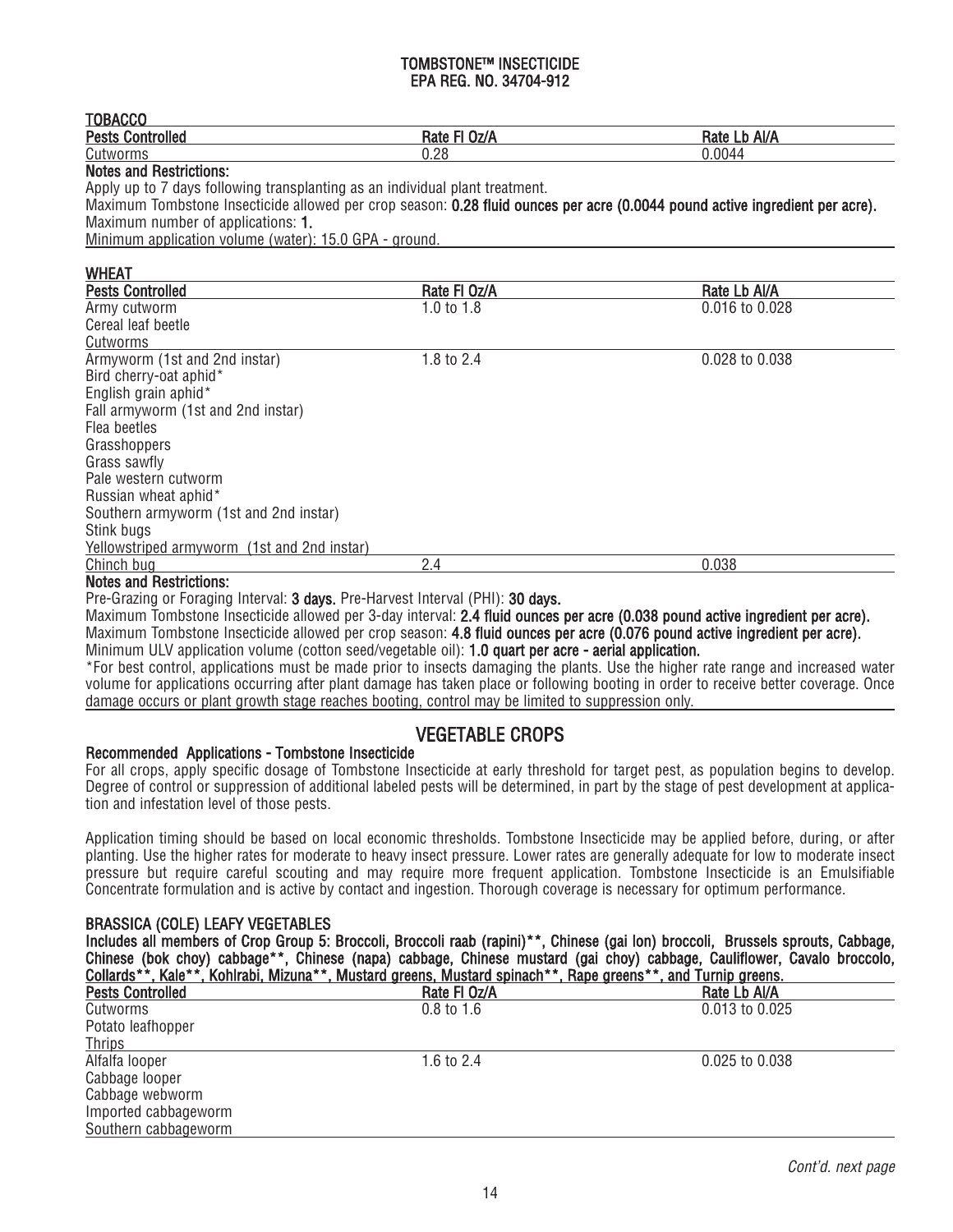# TOMBSTONE™ INSECTICIDE
## EPA REG. NO. 34704-912

### TOBACCO

| Pests Controlled | Rate Fl Oz/A | Rate Lb AI/A |
|---|---|---|
| Cutworms | 0.28 | 0.0044 |

**Notes and Restrictions:**

Apply up to 7 days following transplanting as an individual plant treatment.

Maximum Tombstone Insecticide allowed per crop season: **0.28 fluid ounces per acre (0.0044 pound active ingredient per acre).**

Maximum number of applications: **1.**

Minimum application volume (water): 15.0 GPA - ground.

### WHEAT

| Pests Controlled | Rate Fl Oz/A | Rate Lb AI/A |
|---|---|---|
| Army cutworm<br>Cereal leaf beetle<br>Cutworms | 1.0 to 1.8 | 0.016 to 0.028 |
| Armyworm (1st and 2nd instar)<br>Bird cherry-oat aphid*<br>English grain aphid*<br>Fall armyworm (1st and 2nd instar)<br>Flea beetles<br>Grasshoppers<br>Grass sawfly<br>Pale western cutworm<br>Russian wheat aphid*<br>Southern armyworm (1st and 2nd instar)<br>Stink bugs<br>Yellowstriped armyworm (1st and 2nd instar) | 1.8 to 2.4 | 0.028 to 0.038 |
| Chinch bug | 2.4 | 0.038 |

**Notes and Restrictions:**

Pre-Grazing or Foraging Interval: **3 days.** Pre-Harvest Interval (PHI): **30 days.**

Maximum Tombstone Insecticide allowed per 3-day interval: **2.4 fluid ounces per acre (0.038 pound active ingredient per acre).**

Maximum Tombstone Insecticide allowed per crop season: **4.8 fluid ounces per acre (0.076 pound active ingredient per acre).**

Minimum ULV application volume (cotton seed/vegetable oil): **1.0 quart per acre - aerial application.**

*For best control, applications must be made prior to insects damaging the plants. Use the higher rate range and increased water volume for applications occurring after plant damage has taken place or following booting in order to receive better coverage. Once damage occurs or plant growth stage reaches booting, control may be limited to suppression only.

## VEGETABLE CROPS

### Recommended Applications - Tombstone Insecticide

For all crops, apply specific dosage of Tombstone Insecticide at early threshold for target pest, as population begins to develop. Degree of control or suppression of additional labeled pests will be determined, in part by the stage of pest development at application and infestation level of those pests.

Application timing should be based on local economic thresholds. Tombstone Insecticide may be applied before, during, or after planting. Use the higher rates for moderate to heavy insect pressure. Lower rates are generally adequate for low to moderate insect pressure but require careful scouting and may require more frequent application. Tombstone Insecticide is an Emulsifiable Concentrate formulation and is active by contact and ingestion. Thorough coverage is necessary for optimum performance.

### BRASSICA (COLE) LEAFY VEGETABLES

**Includes all members of Crop Group 5: Broccoli, Broccoli raab (rapini)**, Chinese (gai lon) broccoli, Brussels sprouts, Cabbage, Chinese (bok choy) cabbage**, Chinese (napa) cabbage, Chinese mustard (gai choy) cabbage, Cauliflower, Cavalo broccolo, Collards**, Kale**, Kohlrabi, Mizuna**, Mustard greens, Mustard spinach**, Rape greens**, and Turnip greens.**

| Pests Controlled | Rate Fl Oz/A | Rate Lb AI/A |
|---|---|---|
| Cutworms<br>Potato leafhopper<br>Thrips | 0.8 to 1.6 | 0.013 to 0.025 |
| Alfalfa looper<br>Cabbage looper<br>Cabbage webworm<br>Imported cabbageworm<br>Southern cabbageworm | 1.6 to 2.4 | 0.025 to 0.038 |

*Cont'd. next page*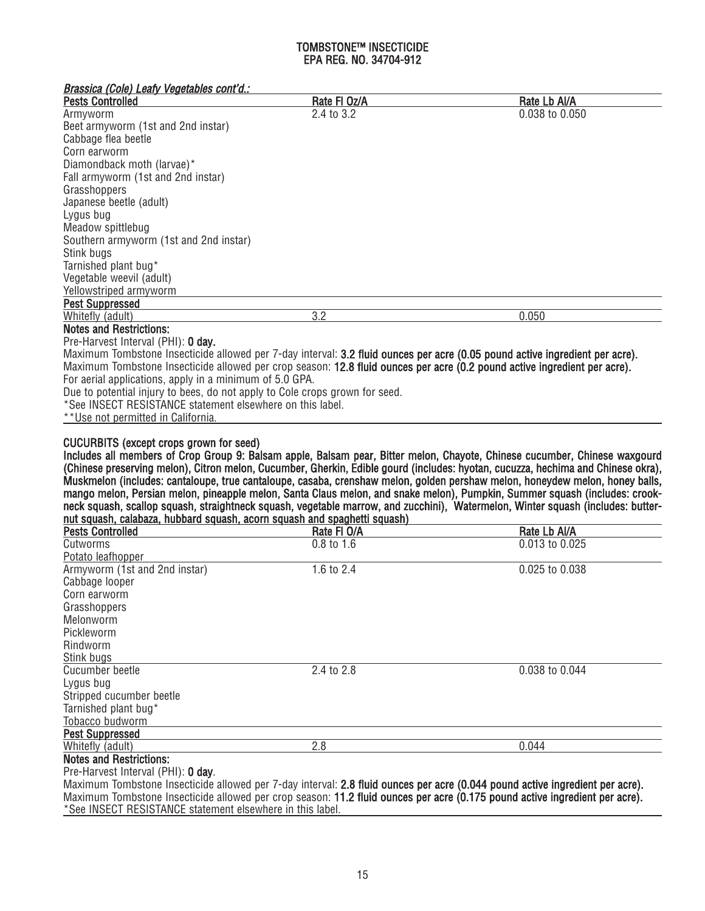*Brassica (Cole) Leafy Vegetables cont'd.:*

| Pests Controlled | Rate Fl Oz/A | Rate Lb AI/A |
|---|---|---|
| Armyworm<br>Beet armyworm (1st and 2nd instar)<br>Cabbage flea beetle<br>Corn earworm<br>Diamondback moth (larvae)*<br>Fall armyworm (1st and 2nd instar)<br>Grasshoppers<br>Japanese beetle (adult)<br>Lygus bug<br>Meadow spittlebug<br>Southern armyworm (1st and 2nd instar)<br>Stink bugs<br>Tarnished plant bug*<br>Vegetable weevil (adult)<br>Yellowstriped armyworm | 2.4 to 3.2 | 0.038 to 0.050 |
| **Pest Suppressed** | | |
| Whitefly (adult) | 3.2 | 0.050 |

**Notes and Restrictions:**

Pre-Harvest Interval (PHI): **0 day.**

Maximum Tombstone Insecticide allowed per 7-day interval: **3.2 fluid ounces per acre (0.05 pound active ingredient per acre).**

Maximum Tombstone Insecticide allowed per crop season: **12.8 fluid ounces per acre (0.2 pound active ingredient per acre).**

For aerial applications, apply in a minimum of 5.0 GPA.

Due to potential injury to bees, do not apply to Cole crops grown for seed.

*See INSECT RESISTANCE statement elsewhere on this label.

**Use not permitted in California.

**CUCURBITS (except crops grown for seed)**

**Includes all members of Crop Group 9: Balsam apple, Balsam pear, Bitter melon, Chayote, Chinese cucumber, Chinese waxgourd (Chinese preserving melon), Citron melon, Cucumber, Gherkin, Edible gourd (includes: hyotan, cucuzza, hechima and Chinese okra), Muskmelon (includes: cantaloupe, true cantaloupe, casaba, crenshaw melon, golden pershaw melon, honeydew melon, honey balls, mango melon, Persian melon, pineapple melon, Santa Claus melon, and snake melon), Pumpkin, Summer squash (includes: crookneck squash, scallop squash, straightneck squash, vegetable marrow, and zucchini), Watermelon, Winter squash (includes: butternut squash, calabaza, hubbard squash, acorn squash and spaghetti squash)**

| Pests Controlled | Rate Fl O/A | Rate Lb AI/A |
|---|---|---|
| Cutworms<br>Potato leafhopper | 0.8 to 1.6 | 0.013 to 0.025 |
| Armyworm (1st and 2nd instar)<br>Cabbage looper<br>Corn earworm<br>Grasshoppers<br>Melonworm<br>Pickleworm<br>Rindworm<br>Stink bugs | 1.6 to 2.4 | 0.025 to 0.038 |
| Cucumber beetle<br>Lygus bug<br>Stripped cucumber beetle<br>Tarnished plant bug*<br>Tobacco budworm | 2.4 to 2.8 | 0.038 to 0.044 |
| **Pest Suppressed** | | |
| Whitefly (adult) | 2.8 | 0.044 |

**Notes and Restrictions:**

Pre-Harvest Interval (PHI): **0 day**.

Maximum Tombstone Insecticide allowed per 7-day interval: **2.8 fluid ounces per acre (0.044 pound active ingredient per acre).**

Maximum Tombstone Insecticide allowed per crop season: **11.2 fluid ounces per acre (0.175 pound active ingredient per acre).**

*See INSECT RESISTANCE statement elsewhere in this label.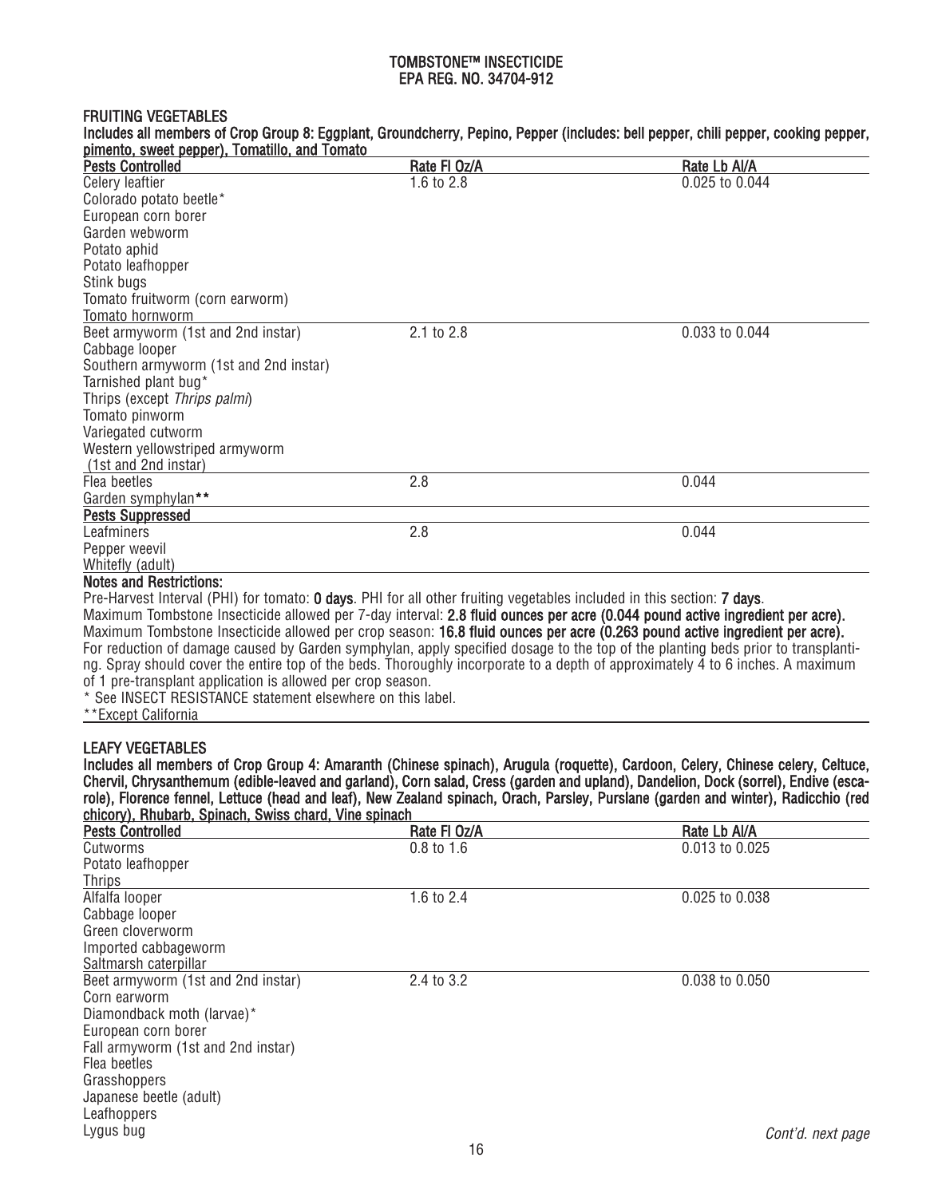# TOMBSTONE™ INSECTICIDE
## EPA REG. NO. 34704-912

### FRUITING VEGETABLES

**Includes all members of Crop Group 8: Eggplant, Groundcherry, Pepino, Pepper (includes: bell pepper, chili pepper, cooking pepper, pimento, sweet pepper), Tomatillo, and Tomato**

| Pests Controlled | Rate Fl Oz/A | Rate Lb AI/A |
|---|---|---|
| Celery leaftier<br>Colorado potato beetle*<br>European corn borer<br>Garden webworm<br>Potato aphid<br>Potato leafhopper<br>Stink bugs<br>Tomato fruitworm (corn earworm)<br>Tomato hornworm | 1.6 to 2.8 | 0.025 to 0.044 |
| Beet armyworm (1st and 2nd instar)<br>Cabbage looper<br>Southern armyworm (1st and 2nd instar)<br>Tarnished plant bug*<br>Thrips (except *Thrips palmi*)<br>Tomato pinworm<br>Variegated cutworm<br>Western yellowstriped armyworm (1st and 2nd instar) | 2.1 to 2.8 | 0.033 to 0.044 |
| Flea beetles<br>Garden symphylan** | 2.8 | 0.044 |
| **Pests Suppressed** | | |
| Leafminers<br>Pepper weevil<br>Whitefly (adult) | 2.8 | 0.044 |

**Notes and Restrictions:**

Pre-Harvest Interval (PHI) for tomato: **0 days**. PHI for all other fruiting vegetables included in this section: **7 days**.

Maximum Tombstone Insecticide allowed per 7-day interval: **2.8 fluid ounces per acre (0.044 pound active ingredient per acre).**

Maximum Tombstone Insecticide allowed per crop season: **16.8 fluid ounces per acre (0.263 pound active ingredient per acre).**

For reduction of damage caused by Garden symphylan, apply specified dosage to the top of the planting beds prior to transplanting. Spray should cover the entire top of the beds. Thoroughly incorporate to a depth of approximately 4 to 6 inches. A maximum of 1 pre-transplant application is allowed per crop season.

\* See INSECT RESISTANCE statement elsewhere on this label.

\*\*Except California

### LEAFY VEGETABLES

**Includes all members of Crop Group 4: Amaranth (Chinese spinach), Arugula (roquette), Cardoon, Celery, Chinese celery, Celtuce, Chervil, Chrysanthemum (edible-leaved and garland), Corn salad, Cress (garden and upland), Dandelion, Dock (sorrel), Endive (escarole), Florence fennel, Lettuce (head and leaf), New Zealand spinach, Orach, Parsley, Purslane (garden and winter), Radicchio (red chicory), Rhubarb, Spinach, Swiss chard, Vine spinach**

| Pests Controlled | Rate Fl Oz/A | Rate Lb AI/A |
|---|---|---|
| Cutworms<br>Potato leafhopper<br>Thrips | 0.8 to 1.6 | 0.013 to 0.025 |
| Alfalfa looper<br>Cabbage looper<br>Green cloverworm<br>Imported cabbageworm<br>Saltmarsh caterpillar | 1.6 to 2.4 | 0.025 to 0.038 |
| Beet armyworm (1st and 2nd instar)<br>Corn earworm<br>Diamondback moth (larvae)*<br>European corn borer<br>Fall armyworm (1st and 2nd instar)<br>Flea beetles<br>Grasshoppers<br>Japanese beetle (adult)<br>Leafhoppers<br>Lygus bug | 2.4 to 3.2 | 0.038 to 0.050 |

*Cont'd. next page*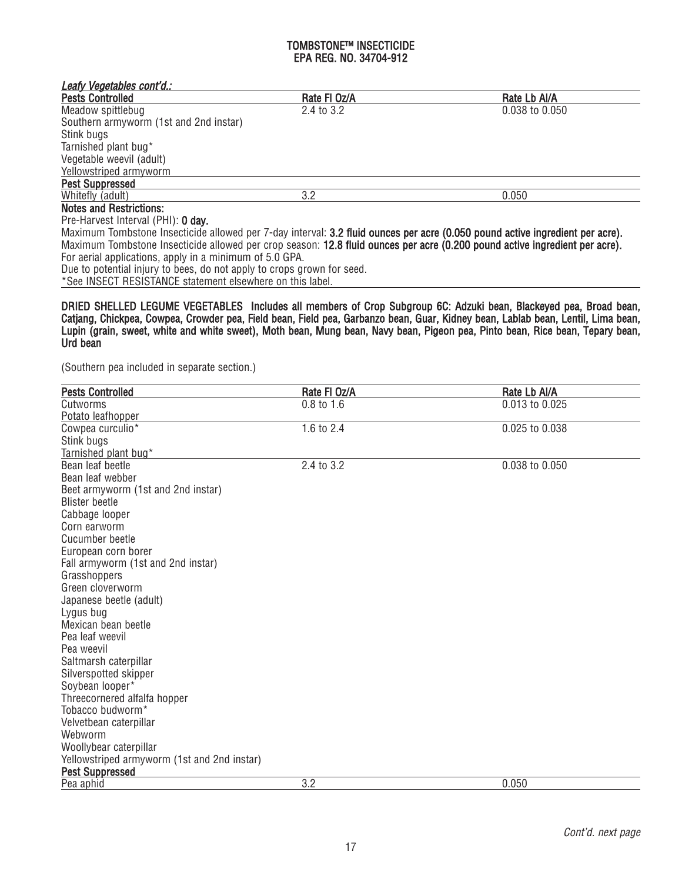*Leafy Vegetables cont'd.:*

| Pests Controlled | Rate Fl Oz/A | Rate Lb AI/A |
|---|---|---|
| Meadow spittlebug<br>Southern armyworm (1st and 2nd instar)<br>Stink bugs<br>Tarnished plant bug*<br>Vegetable weevil (adult)<br>Yellowstriped armyworm | 2.4 to 3.2 | 0.038 to 0.050 |
| **Pest Suppressed** | | |
| Whitefly (adult) | 3.2 | 0.050 |

**Notes and Restrictions:**

Pre-Harvest Interval (PHI): **0 day.**

Maximum Tombstone Insecticide allowed per 7-day interval: **3.2 fluid ounces per acre (0.050 pound active ingredient per acre).**

Maximum Tombstone Insecticide allowed per crop season: **12.8 fluid ounces per acre (0.200 pound active ingredient per acre).**

For aerial applications, apply in a minimum of 5.0 GPA.

Due to potential injury to bees, do not apply to crops grown for seed.

*See INSECT RESISTANCE statement elsewhere on this label.

**DRIED SHELLED LEGUME VEGETABLES Includes all members of Crop Subgroup 6C: Adzuki bean, Blackeyed pea, Broad bean, Catjang, Chickpea, Cowpea, Crowder pea, Field bean, Field pea, Garbanzo bean, Guar, Kidney bean, Lablab bean, Lentil, Lima bean, Lupin (grain, sweet, white and white sweet), Moth bean, Mung bean, Navy bean, Pigeon pea, Pinto bean, Rice bean, Tepary bean, Urd bean**

(Southern pea included in separate section.)

| Pests Controlled | Rate Fl Oz/A | Rate Lb AI/A |
|---|---|---|
| Cutworms<br>Potato leafhopper | 0.8 to 1.6 | 0.013 to 0.025 |
| Cowpea curculio*<br>Stink bugs<br>Tarnished plant bug* | 1.6 to 2.4 | 0.025 to 0.038 |
| Bean leaf beetle<br>Bean leaf webber<br>Beet armyworm (1st and 2nd instar)<br>Blister beetle<br>Cabbage looper<br>Corn earworm<br>Cucumber beetle<br>European corn borer<br>Fall armyworm (1st and 2nd instar)<br>Grasshoppers<br>Green cloverworm<br>Japanese beetle (adult)<br>Lygus bug<br>Mexican bean beetle<br>Pea leaf weevil<br>Pea weevil<br>Saltmarsh caterpillar<br>Silverspotted skipper<br>Soybean looper*<br>Threecornered alfalfa hopper<br>Tobacco budworm*<br>Velvetbean caterpillar<br>Webworm<br>Woollybear caterpillar<br>Yellowstriped armyworm (1st and 2nd instar) | 2.4 to 3.2 | 0.038 to 0.050 |
| **Pest Suppressed** | | |
| Pea aphid | 3.2 | 0.050 |

*Cont'd. next page*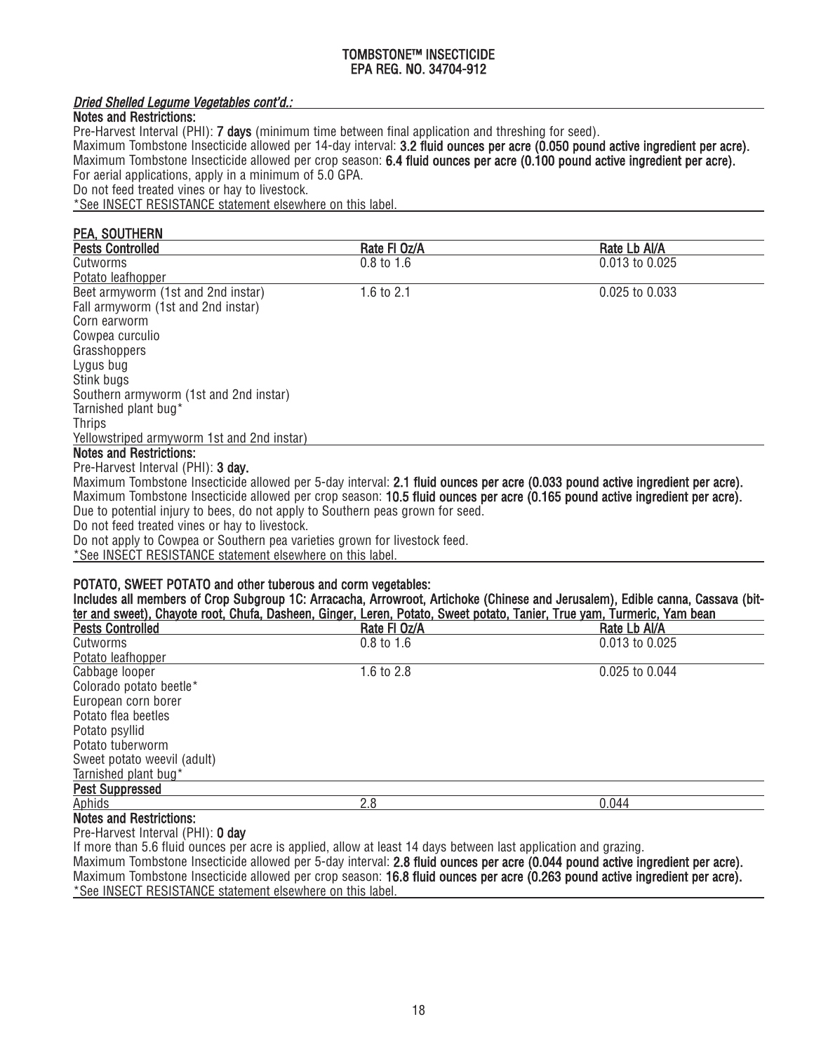# TOMBSTONE™ INSECTICIDE
## EPA REG. NO. 34704-912

***Dried Shelled Legume Vegetables cont'd.:***

**Notes and Restrictions:**

Pre-Harvest Interval (PHI): **7 days** (minimum time between final application and threshing for seed).
Maximum Tombstone Insecticide allowed per 14-day interval: **3.2 fluid ounces per acre (0.050 pound active ingredient per acre).**
Maximum Tombstone Insecticide allowed per crop season: **6.4 fluid ounces per acre (0.100 pound active ingredient per acre).**
For aerial applications, apply in a minimum of 5.0 GPA.
Do not feed treated vines or hay to livestock.
*See INSECT RESISTANCE statement elsewhere on this label.

**PEA, SOUTHERN**

| Pests Controlled | Rate Fl Oz/A | Rate Lb AI/A |
|---|---|---|
| Cutworms<br>Potato leafhopper | 0.8 to 1.6 | 0.013 to 0.025 |
| Beet armyworm (1st and 2nd instar)<br>Fall armyworm (1st and 2nd instar)<br>Corn earworm<br>Cowpea curculio<br>Grasshoppers<br>Lygus bug<br>Stink bugs<br>Southern armyworm (1st and 2nd instar)<br>Tarnished plant bug*<br>Thrips<br>Yellowstriped armyworm 1st and 2nd instar) | 1.6 to 2.1 | 0.025 to 0.033 |

**Notes and Restrictions:**

Pre-Harvest Interval (PHI): **3 day.**
Maximum Tombstone Insecticide allowed per 5-day interval: **2.1 fluid ounces per acre (0.033 pound active ingredient per acre).**
Maximum Tombstone Insecticide allowed per crop season: **10.5 fluid ounces per acre (0.165 pound active ingredient per acre).**
Due to potential injury to bees, do not apply to Southern peas grown for seed.
Do not feed treated vines or hay to livestock.
Do not apply to Cowpea or Southern pea varieties grown for livestock feed.
*See INSECT RESISTANCE statement elsewhere on this label.

**POTATO, SWEET POTATO and other tuberous and corm vegetables:**
**Includes all members of Crop Subgroup 1C: Arracacha, Arrowroot, Artichoke (Chinese and Jerusalem), Edible canna, Cassava (bitter and sweet), Chayote root, Chufa, Dasheen, Ginger, Leren, Potato, Sweet potato, Tanier, True yam, Turmeric, Yam bean**

| Pests Controlled | Rate Fl Oz/A | Rate Lb AI/A |
|---|---|---|
| Cutworms<br>Potato leafhopper | 0.8 to 1.6 | 0.013 to 0.025 |
| Cabbage looper<br>Colorado potato beetle*<br>European corn borer<br>Potato flea beetles<br>Potato psyllid<br>Potato tuberworm<br>Sweet potato weevil (adult)<br>Tarnished plant bug* | 1.6 to 2.8 | 0.025 to 0.044 |
| **Pest Suppressed** | | |
| Aphids | 2.8 | 0.044 |

**Notes and Restrictions:**

Pre-Harvest Interval (PHI): **0 day**
If more than 5.6 fluid ounces per acre is applied, allow at least 14 days between last application and grazing.
Maximum Tombstone Insecticide allowed per 5-day interval: **2.8 fluid ounces per acre (0.044 pound active ingredient per acre).**
Maximum Tombstone Insecticide allowed per crop season: **16.8 fluid ounces per acre (0.263 pound active ingredient per acre).**
*See INSECT RESISTANCE statement elsewhere on this label.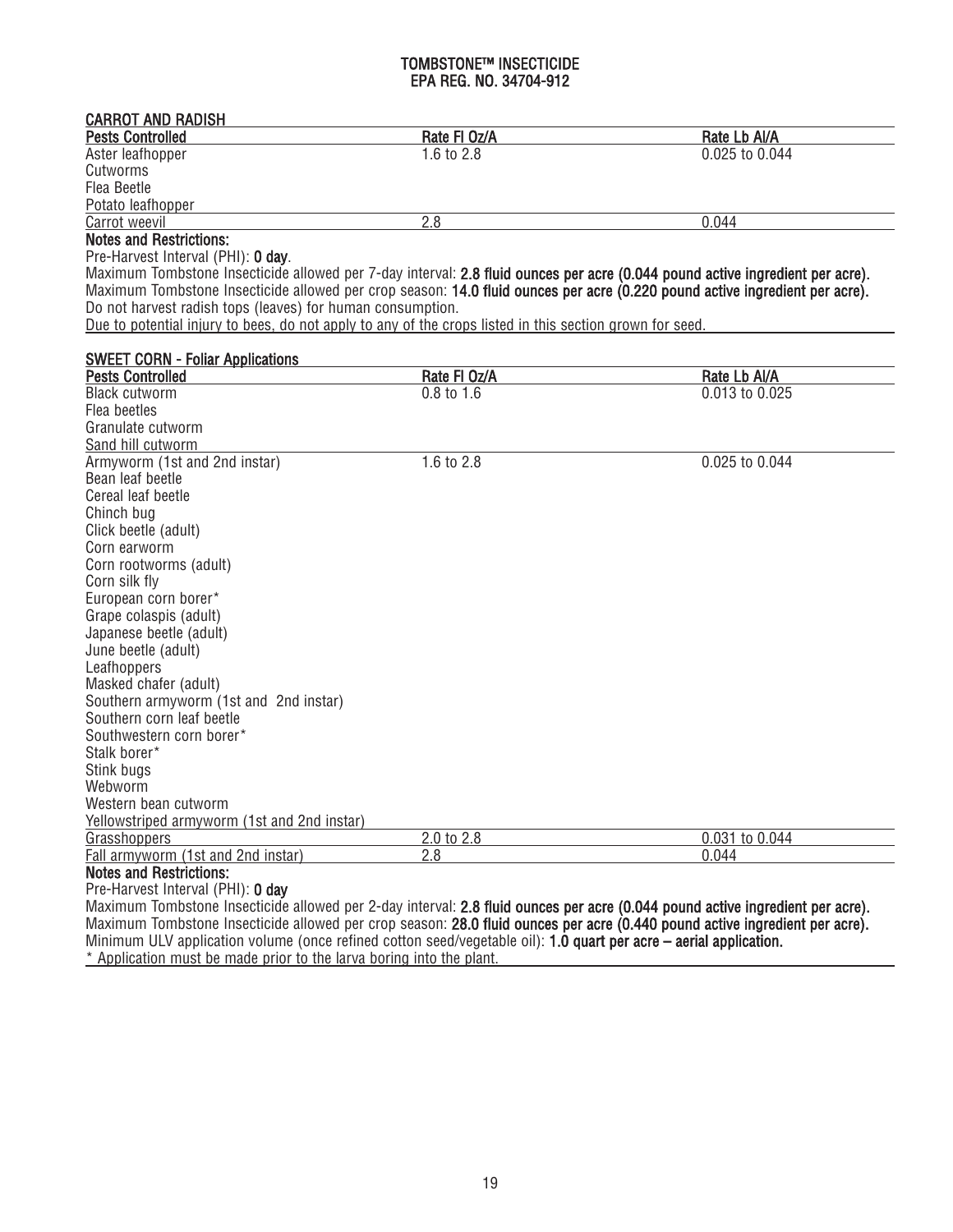# TOMBSTONE™ INSECTICIDE
## EPA REG. NO. 34704-912

### CARROT AND RADISH

| Pests Controlled | Rate Fl Oz/A | Rate Lb AI/A |
|---|---|---|
| Aster leafhopper<br>Cutworms<br>Flea Beetle<br>Potato leafhopper | 1.6 to 2.8 | 0.025 to 0.044 |
| Carrot weevil | 2.8 | 0.044 |

**Notes and Restrictions:**

Pre-Harvest Interval (PHI): **0 day**.

Maximum Tombstone Insecticide allowed per 7-day interval: **2.8 fluid ounces per acre (0.044 pound active ingredient per acre).**

Maximum Tombstone Insecticide allowed per crop season: **14.0 fluid ounces per acre (0.220 pound active ingredient per acre).**

Do not harvest radish tops (leaves) for human consumption.

Due to potential injury to bees, do not apply to any of the crops listed in this section grown for seed.

### SWEET CORN - Foliar Applications

| Pests Controlled | Rate Fl Oz/A | Rate Lb AI/A |
|---|---|---|
| Black cutworm<br>Flea beetles<br>Granulate cutworm<br>Sand hill cutworm | 0.8 to 1.6 | 0.013 to 0.025 |
| Armyworm (1st and 2nd instar)<br>Bean leaf beetle<br>Cereal leaf beetle<br>Chinch bug<br>Click beetle (adult)<br>Corn earworm<br>Corn rootworms (adult)<br>Corn silk fly<br>European corn borer*<br>Grape colaspis (adult)<br>Japanese beetle (adult)<br>June beetle (adult)<br>Leafhoppers<br>Masked chafer (adult)<br>Southern armyworm (1st and 2nd instar)<br>Southern corn leaf beetle<br>Southwestern corn borer*<br>Stalk borer*<br>Stink bugs<br>Webworm<br>Western bean cutworm<br>Yellowstriped armyworm (1st and 2nd instar) | 1.6 to 2.8 | 0.025 to 0.044 |
| Grasshoppers | 2.0 to 2.8 | 0.031 to 0.044 |
| Fall armyworm (1st and 2nd instar) | 2.8 | 0.044 |

**Notes and Restrictions:**

Pre-Harvest Interval (PHI): **0 day**

Maximum Tombstone Insecticide allowed per 2-day interval: **2.8 fluid ounces per acre (0.044 pound active ingredient per acre).**

Maximum Tombstone Insecticide allowed per crop season: **28.0 fluid ounces per acre (0.440 pound active ingredient per acre).**

Minimum ULV application volume (once refined cotton seed/vegetable oil): **1.0 quart per acre – aerial application.**

\* Application must be made prior to the larva boring into the plant.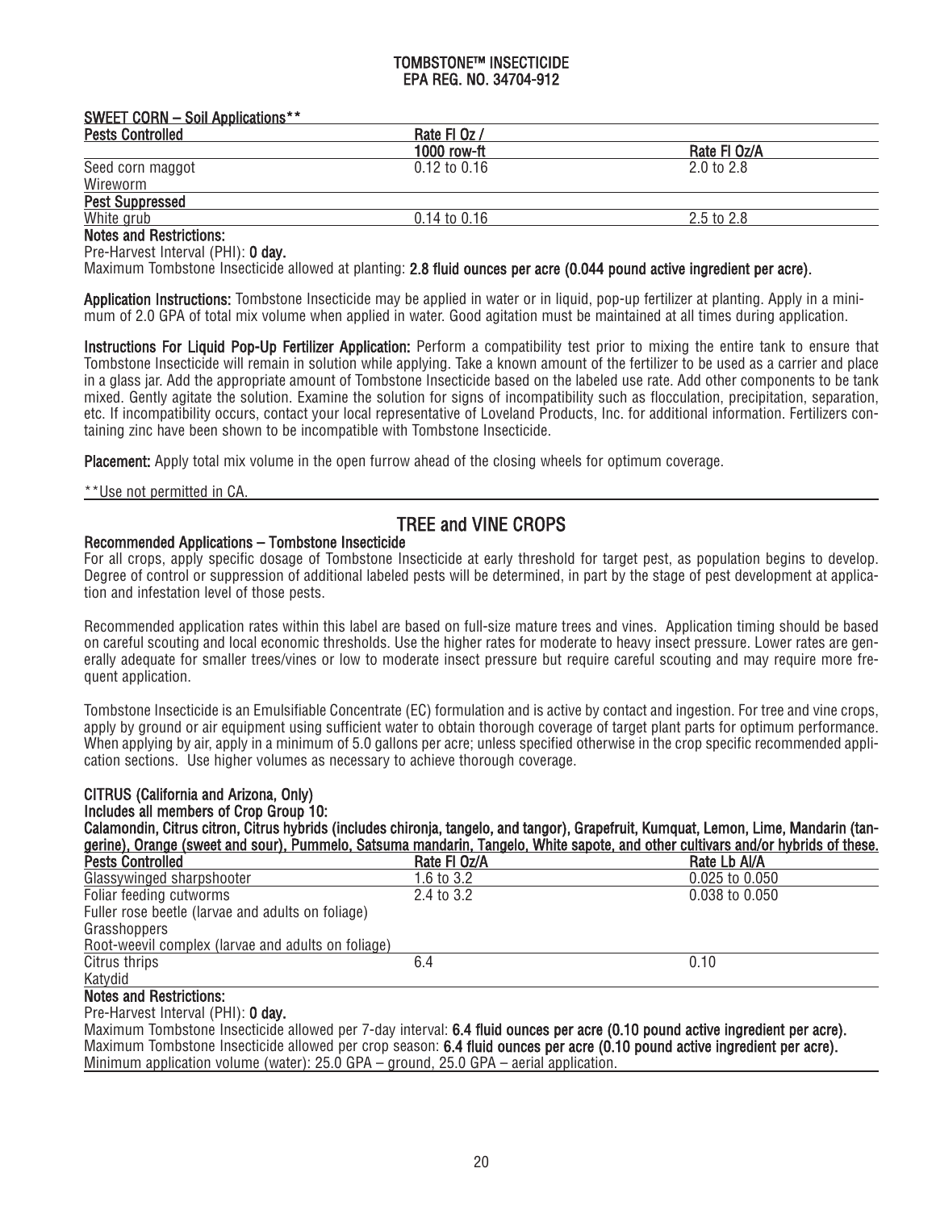**TOMBSTONE™ INSECTICIDE**
**EPA REG. NO. 34704-912**

**SWEET CORN – Soil Applications****

| Pests Controlled | Rate Fl Oz / 1000 row-ft | Rate Fl Oz/A |
|---|---|---|
| Seed corn maggot<br>Wireworm | 0.12 to 0.16 | 2.0 to 2.8 |
| **Pest Suppressed** | | |
| White grub | 0.14 to 0.16 | 2.5 to 2.8 |

**Notes and Restrictions:**

Pre-Harvest Interval (PHI): **0 day.**

Maximum Tombstone Insecticide allowed at planting: **2.8 fluid ounces per acre (0.044 pound active ingredient per acre).**

**Application Instructions:** Tombstone Insecticide may be applied in water or in liquid, pop-up fertilizer at planting. Apply in a minimum of 2.0 GPA of total mix volume when applied in water. Good agitation must be maintained at all times during application.

**Instructions For Liquid Pop-Up Fertilizer Application:** Perform a compatibility test prior to mixing the entire tank to ensure that Tombstone Insecticide will remain in solution while applying. Take a known amount of the fertilizer to be used as a carrier and place in a glass jar. Add the appropriate amount of Tombstone Insecticide based on the labeled use rate. Add other components to be tank mixed. Gently agitate the solution. Examine the solution for signs of incompatibility such as flocculation, precipitation, separation, etc. If incompatibility occurs, contact your local representative of Loveland Products, Inc. for additional information. Fertilizers containing zinc have been shown to be incompatible with Tombstone Insecticide.

**Placement:** Apply total mix volume in the open furrow ahead of the closing wheels for optimum coverage.

**Use not permitted in CA.

## TREE and VINE CROPS

**Recommended Applications – Tombstone Insecticide**

For all crops, apply specific dosage of Tombstone Insecticide at early threshold for target pest, as population begins to develop. Degree of control or suppression of additional labeled pests will be determined, in part by the stage of pest development at application and infestation level of those pests.

Recommended application rates within this label are based on full-size mature trees and vines. Application timing should be based on careful scouting and local economic thresholds. Use the higher rates for moderate to heavy insect pressure. Lower rates are generally adequate for smaller trees/vines or low to moderate insect pressure but require careful scouting and may require more frequent application.

Tombstone Insecticide is an Emulsifiable Concentrate (EC) formulation and is active by contact and ingestion. For tree and vine crops, apply by ground or air equipment using sufficient water to obtain thorough coverage of target plant parts for optimum performance. When applying by air, apply in a minimum of 5.0 gallons per acre; unless specified otherwise in the crop specific recommended application sections. Use higher volumes as necessary to achieve thorough coverage.

**CITRUS (California and Arizona, Only)**

**Includes all members of Crop Group 10:**

**Calamondin, Citrus citron, Citrus hybrids (includes chironja, tangelo, and tangor), Grapefruit, Kumquat, Lemon, Lime, Mandarin (tangerine), Orange (sweet and sour), Pummelo, Satsuma mandarin, Tangelo, White sapote, and other cultivars and/or hybrids of these.**

| Pests Controlled | Rate Fl Oz/A | Rate Lb AI/A |
|---|---|---|
| Glassywinged sharpshooter | 1.6 to 3.2 | 0.025 to 0.050 |
| Foliar feeding cutworms<br>Fuller rose beetle (larvae and adults on foliage)<br>Grasshoppers<br>Root-weevil complex (larvae and adults on foliage) | 2.4 to 3.2 | 0.038 to 0.050 |
| Citrus thrips<br>Katydid | 6.4 | 0.10 |

**Notes and Restrictions:**

Pre-Harvest Interval (PHI): **0 day.**

Maximum Tombstone Insecticide allowed per 7-day interval: **6.4 fluid ounces per acre (0.10 pound active ingredient per acre).**

Maximum Tombstone Insecticide allowed per crop season: **6.4 fluid ounces per acre (0.10 pound active ingredient per acre).**

Minimum application volume (water): 25.0 GPA – ground, 25.0 GPA – aerial application.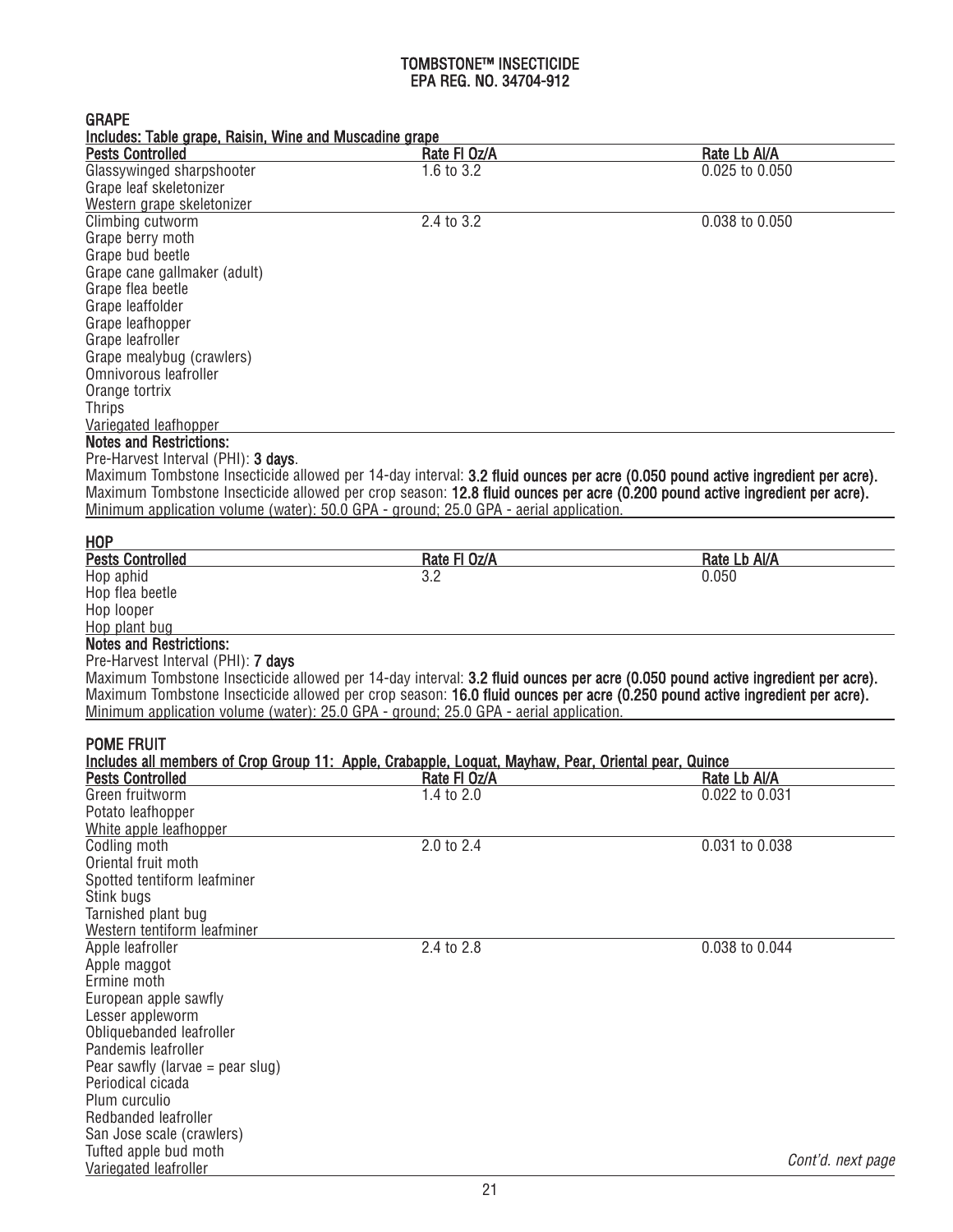**TOMBSTONE™ INSECTICIDE**
**EPA REG. NO. 34704-912**

## GRAPE

**Includes: Table grape, Raisin, Wine and Muscadine grape**

| Pests Controlled | Rate Fl Oz/A | Rate Lb AI/A |
|---|---|---|
| Glassywinged sharpshooter<br>Grape leaf skeletonizer<br>Western grape skeletonizer | 1.6 to 3.2 | 0.025 to 0.050 |
| Climbing cutworm<br>Grape berry moth<br>Grape bud beetle<br>Grape cane gallmaker (adult)<br>Grape flea beetle<br>Grape leaffolder<br>Grape leafhopper<br>Grape leafroller<br>Grape mealybug (crawlers)<br>Omnivorous leafroller<br>Orange tortrix<br>Thrips<br>Variegated leafhopper | 2.4 to 3.2 | 0.038 to 0.050 |

**Notes and Restrictions:**

Pre-Harvest Interval (PHI): **3 days**.

Maximum Tombstone Insecticide allowed per 14-day interval: **3.2 fluid ounces per acre (0.050 pound active ingredient per acre).**

Maximum Tombstone Insecticide allowed per crop season: **12.8 fluid ounces per acre (0.200 pound active ingredient per acre).**

Minimum application volume (water): 50.0 GPA - ground; 25.0 GPA - aerial application.

## HOP

| Pests Controlled | Rate Fl Oz/A | Rate Lb AI/A |
|---|---|---|
| Hop aphid<br>Hop flea beetle<br>Hop looper<br>Hop plant bug | 3.2 | 0.050 |

**Notes and Restrictions:**

Pre-Harvest Interval (PHI): **7 days**

Maximum Tombstone Insecticide allowed per 14-day interval: **3.2 fluid ounces per acre (0.050 pound active ingredient per acre).**

Maximum Tombstone Insecticide allowed per crop season: **16.0 fluid ounces per acre (0.250 pound active ingredient per acre).**

Minimum application volume (water): 25.0 GPA - ground; 25.0 GPA - aerial application.

## POME FRUIT

**Includes all members of Crop Group 11: Apple, Crabapple, Loquat, Mayhaw, Pear, Oriental pear, Quince**

| Pests Controlled | Rate Fl Oz/A | Rate Lb AI/A |
|---|---|---|
| Green fruitworm<br>Potato leafhopper<br>White apple leafhopper | 1.4 to 2.0 | 0.022 to 0.031 |
| Codling moth<br>Oriental fruit moth<br>Spotted tentiform leafminer<br>Stink bugs<br>Tarnished plant bug<br>Western tentiform leafminer | 2.0 to 2.4 | 0.031 to 0.038 |
| Apple leafroller<br>Apple maggot<br>Ermine moth<br>European apple sawfly<br>Lesser appleworm<br>Obliquebanded leafroller<br>Pandemis leafroller<br>Pear sawfly (larvae = pear slug)<br>Periodical cicada<br>Plum curculio<br>Redbanded leafroller<br>San Jose scale (crawlers)<br>Tufted apple bud moth<br>Variegated leafroller | 2.4 to 2.8 | 0.038 to 0.044 |

*Cont'd. next page*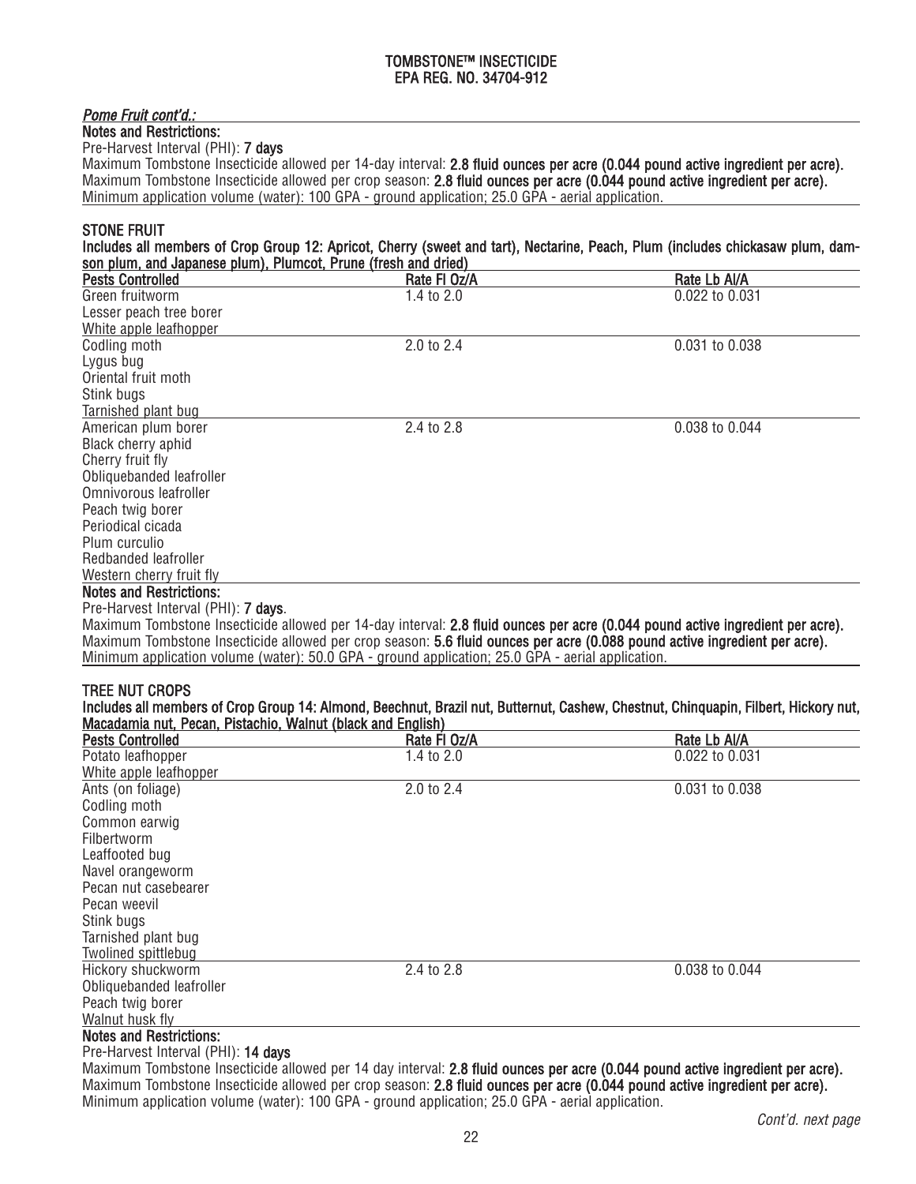*Pome Fruit cont'd.:*

**Notes and Restrictions:**

Pre-Harvest Interval (PHI): **7 days**

Maximum Tombstone Insecticide allowed per 14-day interval: **2.8 fluid ounces per acre (0.044 pound active ingredient per acre).**

Maximum Tombstone Insecticide allowed per crop season: **2.8 fluid ounces per acre (0.044 pound active ingredient per acre).**

Minimum application volume (water): 100 GPA - ground application; 25.0 GPA - aerial application.

## STONE FRUIT

**Includes all members of Crop Group 12: Apricot, Cherry (sweet and tart), Nectarine, Peach, Plum (includes chickasaw plum, damson plum, and Japanese plum), Plumcot, Prune (fresh and dried)**

| Pests Controlled | Rate Fl Oz/A | Rate Lb AI/A |
|---|---|---|
| Green fruitworm<br>Lesser peach tree borer<br>White apple leafhopper | 1.4 to 2.0 | 0.022 to 0.031 |
| Codling moth<br>Lygus bug<br>Oriental fruit moth<br>Stink bugs<br>Tarnished plant bug | 2.0 to 2.4 | 0.031 to 0.038 |
| American plum borer<br>Black cherry aphid<br>Cherry fruit fly<br>Obliquebanded leafroller<br>Omnivorous leafroller<br>Peach twig borer<br>Periodical cicada<br>Plum curculio<br>Redbanded leafroller<br>Western cherry fruit fly | 2.4 to 2.8 | 0.038 to 0.044 |

**Notes and Restrictions:**

Pre-Harvest Interval (PHI): **7 days**.

Maximum Tombstone Insecticide allowed per 14-day interval: **2.8 fluid ounces per acre (0.044 pound active ingredient per acre).**

Maximum Tombstone Insecticide allowed per crop season: **5.6 fluid ounces per acre (0.088 pound active ingredient per acre).**

Minimum application volume (water): 50.0 GPA - ground application; 25.0 GPA - aerial application.

## TREE NUT CROPS

**Includes all members of Crop Group 14: Almond, Beechnut, Brazil nut, Butternut, Cashew, Chestnut, Chinquapin, Filbert, Hickory nut, Macadamia nut, Pecan, Pistachio, Walnut (black and English)**

| Pests Controlled | Rate Fl Oz/A | Rate Lb AI/A |
|---|---|---|
| Potato leafhopper<br>White apple leafhopper | 1.4 to 2.0 | 0.022 to 0.031 |
| Ants (on foliage)<br>Codling moth<br>Common earwig<br>Filbertworm<br>Leaffooted bug<br>Navel orangeworm<br>Pecan nut casebearer<br>Pecan weevil<br>Stink bugs<br>Tarnished plant bug<br>Twolined spittlebug | 2.0 to 2.4 | 0.031 to 0.038 |
| Hickory shuckworm<br>Obliquebanded leafroller<br>Peach twig borer<br>Walnut husk fly | 2.4 to 2.8 | 0.038 to 0.044 |

**Notes and Restrictions:**

Pre-Harvest Interval (PHI): **14 days**

Maximum Tombstone Insecticide allowed per 14 day interval: **2.8 fluid ounces per acre (0.044 pound active ingredient per acre).**

Maximum Tombstone Insecticide allowed per crop season: **2.8 fluid ounces per acre (0.044 pound active ingredient per acre).**

Minimum application volume (water): 100 GPA - ground application; 25.0 GPA - aerial application.

*Cont'd. next page*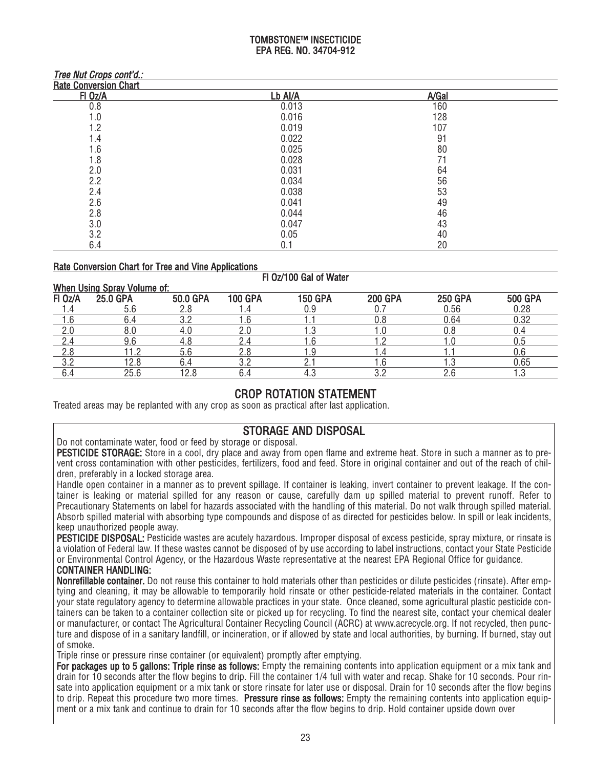*Tree Nut Crops cont'd.:*

**Rate Conversion Chart**

| Fl Oz/A | Lb AI/A | A/Gal |
|---|---|---|
| 0.8 | 0.013 | 160 |
| 1.0 | 0.016 | 128 |
| 1.2 | 0.019 | 107 |
| 1.4 | 0.022 | 91 |
| 1.6 | 0.025 | 80 |
| 1.8 | 0.028 | 71 |
| 2.0 | 0.031 | 64 |
| 2.2 | 0.034 | 56 |
| 2.4 | 0.038 | 53 |
| 2.6 | 0.041 | 49 |
| 2.8 | 0.044 | 46 |
| 3.0 | 0.047 | 43 |
| 3.2 | 0.05 | 40 |
| 6.4 | 0.1 | 20 |

**Rate Conversion Chart for Tree and Vine Applications**

| | Fl Oz/100 Gal of Water | | | | | | |
|---|---|---|---|---|---|---|---|
| **When Using Spray Volume of:** | | | | | | | |
| **Fl Oz/A** | **25.0 GPA** | **50.0 GPA** | **100 GPA** | **150 GPA** | **200 GPA** | **250 GPA** | **500 GPA** |
| 1.4 | 5.6 | 2.8 | 1.4 | 0.9 | 0.7 | 0.56 | 0.28 |
| 1.6 | 6.4 | 3.2 | 1.6 | 1.1 | 0.8 | 0.64 | 0.32 |
| 2.0 | 8.0 | 4.0 | 2.0 | 1.3 | 1.0 | 0.8 | 0.4 |
| 2.4 | 9.6 | 4.8 | 2.4 | 1.6 | 1.2 | 1.0 | 0.5 |
| 2.8 | 11.2 | 5.6 | 2.8 | 1.9 | 1.4 | 1.1 | 0.6 |
| 3.2 | 12.8 | 6.4 | 3.2 | 2.1 | 1.6 | 1.3 | 0.65 |
| 6.4 | 25.6 | 12.8 | 6.4 | 4.3 | 3.2 | 2.6 | 1.3 |

## CROP ROTATION STATEMENT

Treated areas may be replanted with any crop as soon as practical after last application.

## STORAGE AND DISPOSAL

Do not contaminate water, food or feed by storage or disposal.

**PESTICIDE STORAGE:** Store in a cool, dry place and away from open flame and extreme heat. Store in such a manner as to prevent cross contamination with other pesticides, fertilizers, food and feed. Store in original container and out of the reach of children, preferably in a locked storage area.

Handle open container in a manner as to prevent spillage. If container is leaking, invert container to prevent leakage. If the container is leaking or material spilled for any reason or cause, carefully dam up spilled material to prevent runoff. Refer to Precautionary Statements on label for hazards associated with the handling of this material. Do not walk through spilled material. Absorb spilled material with absorbing type compounds and dispose of as directed for pesticides below. In spill or leak incidents, keep unauthorized people away.

**PESTICIDE DISPOSAL:** Pesticide wastes are acutely hazardous. Improper disposal of excess pesticide, spray mixture, or rinsate is a violation of Federal law. If these wastes cannot be disposed of by use according to label instructions, contact your State Pesticide or Environmental Control Agency, or the Hazardous Waste representative at the nearest EPA Regional Office for guidance.

**CONTAINER HANDLING:**

**Nonrefillable container.** Do not reuse this container to hold materials other than pesticides or dilute pesticides (rinsate). After emptying and cleaning, it may be allowable to temporarily hold rinsate or other pesticide-related materials in the container. Contact your state regulatory agency to determine allowable practices in your state. Once cleaned, some agricultural plastic pesticide containers can be taken to a container collection site or picked up for recycling. To find the nearest site, contact your chemical dealer or manufacturer, or contact The Agricultural Container Recycling Council (ACRC) at www.acrecycle.org. If not recycled, then puncture and dispose of in a sanitary landfill, or incineration, or if allowed by state and local authorities, by burning. If burned, stay out of smoke.

Triple rinse or pressure rinse container (or equivalent) promptly after emptying.

**For packages up to 5 gallons: Triple rinse as follows:** Empty the remaining contents into application equipment or a mix tank and drain for 10 seconds after the flow begins to drip. Fill the container 1/4 full with water and recap. Shake for 10 seconds. Pour rinsate into application equipment or a mix tank or store rinsate for later use or disposal. Drain for 10 seconds after the flow begins to drip. Repeat this procedure two more times. **Pressure rinse as follows:** Empty the remaining contents into application equipment or a mix tank and continue to drain for 10 seconds after the flow begins to drip. Hold container upside down over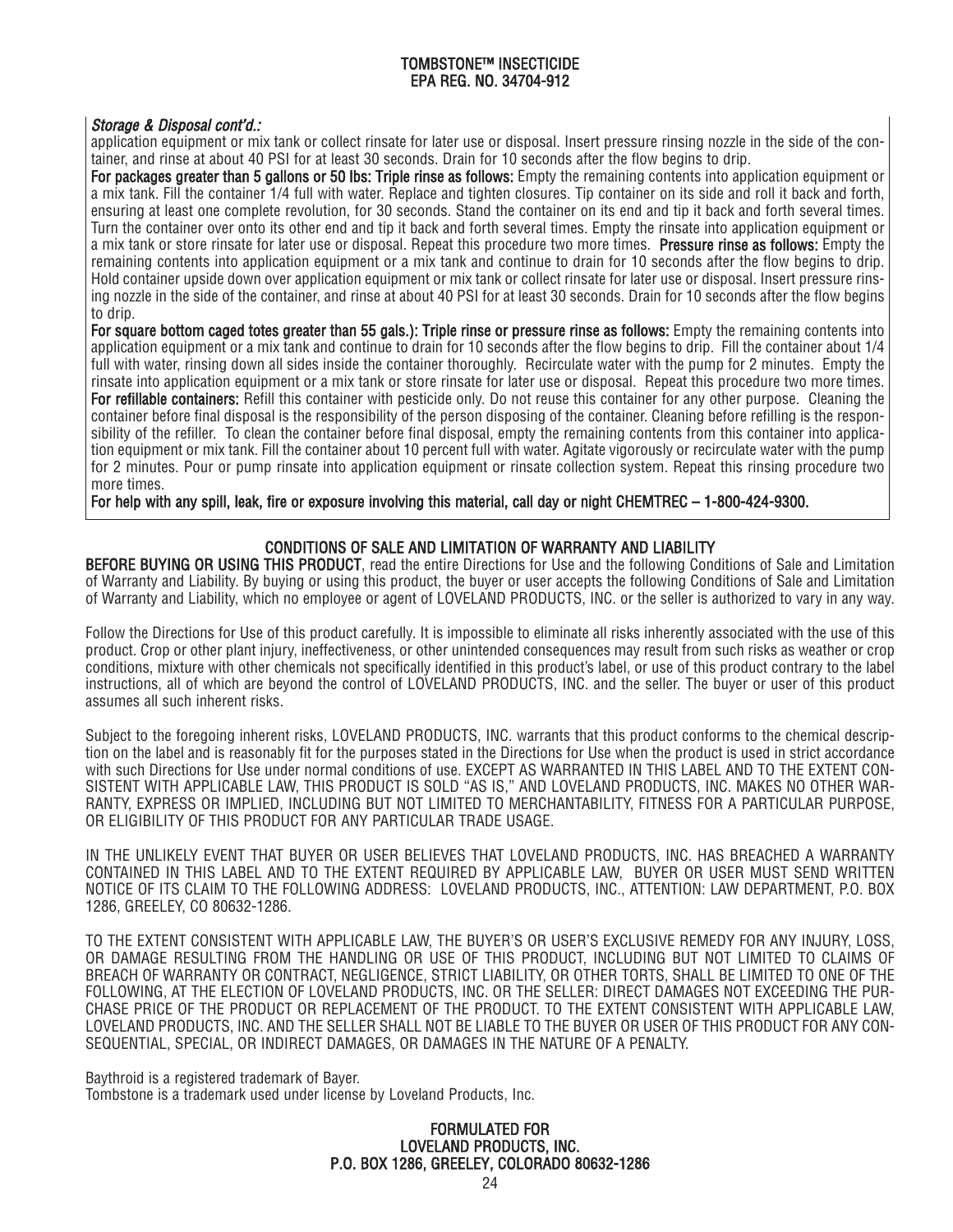*Storage & Disposal cont'd.:*

application equipment or mix tank or collect rinsate for later use or disposal. Insert pressure rinsing nozzle in the side of the container, and rinse at about 40 PSI for at least 30 seconds. Drain for 10 seconds after the flow begins to drip.

**For packages greater than 5 gallons or 50 lbs: Triple rinse as follows:** Empty the remaining contents into application equipment or a mix tank. Fill the container 1/4 full with water. Replace and tighten closures. Tip container on its side and roll it back and forth, ensuring at least one complete revolution, for 30 seconds. Stand the container on its end and tip it back and forth several times. Turn the container over onto its other end and tip it back and forth several times. Empty the rinsate into application equipment or a mix tank or store rinsate for later use or disposal. Repeat this procedure two more times. **Pressure rinse as follows:** Empty the remaining contents into application equipment or a mix tank and continue to drain for 10 seconds after the flow begins to drip. Hold container upside down over application equipment or mix tank or collect rinsate for later use or disposal. Insert pressure rinsing nozzle in the side of the container, and rinse at about 40 PSI for at least 30 seconds. Drain for 10 seconds after the flow begins to drip.

**For square bottom caged totes greater than 55 gals.): Triple rinse or pressure rinse as follows:** Empty the remaining contents into application equipment or a mix tank and continue to drain for 10 seconds after the flow begins to drip. Fill the container about 1/4 full with water, rinsing down all sides inside the container thoroughly. Recirculate water with the pump for 2 minutes. Empty the rinsate into application equipment or a mix tank or store rinsate for later use or disposal. Repeat this procedure two more times.

**For refillable containers:** Refill this container with pesticide only. Do not reuse this container for any other purpose. Cleaning the container before final disposal is the responsibility of the person disposing of the container. Cleaning before refilling is the responsibility of the refiller. To clean the container before final disposal, empty the remaining contents from this container into application equipment or mix tank. Fill the container about 10 percent full with water. Agitate vigorously or recirculate water with the pump for 2 minutes. Pour or pump rinsate into application equipment or rinsate collection system. Repeat this rinsing procedure two more times.

**For help with any spill, leak, fire or exposure involving this material, call day or night CHEMTREC – 1-800-424-9300.**

## CONDITIONS OF SALE AND LIMITATION OF WARRANTY AND LIABILITY

**BEFORE BUYING OR USING THIS PRODUCT**, read the entire Directions for Use and the following Conditions of Sale and Limitation of Warranty and Liability. By buying or using this product, the buyer or user accepts the following Conditions of Sale and Limitation of Warranty and Liability, which no employee or agent of LOVELAND PRODUCTS, INC. or the seller is authorized to vary in any way.

Follow the Directions for Use of this product carefully. It is impossible to eliminate all risks inherently associated with the use of this product. Crop or other plant injury, ineffectiveness, or other unintended consequences may result from such risks as weather or crop conditions, mixture with other chemicals not specifically identified in this product's label, or use of this product contrary to the label instructions, all of which are beyond the control of LOVELAND PRODUCTS, INC. and the seller. The buyer or user of this product assumes all such inherent risks.

Subject to the foregoing inherent risks, LOVELAND PRODUCTS, INC. warrants that this product conforms to the chemical description on the label and is reasonably fit for the purposes stated in the Directions for Use when the product is used in strict accordance with such Directions for Use under normal conditions of use. EXCEPT AS WARRANTED IN THIS LABEL AND TO THE EXTENT CONSISTENT WITH APPLICABLE LAW, THIS PRODUCT IS SOLD "AS IS," AND LOVELAND PRODUCTS, INC. MAKES NO OTHER WARRANTY, EXPRESS OR IMPLIED, INCLUDING BUT NOT LIMITED TO MERCHANTABILITY, FITNESS FOR A PARTICULAR PURPOSE, OR ELIGIBILITY OF THIS PRODUCT FOR ANY PARTICULAR TRADE USAGE.

IN THE UNLIKELY EVENT THAT BUYER OR USER BELIEVES THAT LOVELAND PRODUCTS, INC. HAS BREACHED A WARRANTY CONTAINED IN THIS LABEL AND TO THE EXTENT REQUIRED BY APPLICABLE LAW, BUYER OR USER MUST SEND WRITTEN NOTICE OF ITS CLAIM TO THE FOLLOWING ADDRESS: LOVELAND PRODUCTS, INC., ATTENTION: LAW DEPARTMENT, P.O. BOX 1286, GREELEY, CO 80632-1286.

TO THE EXTENT CONSISTENT WITH APPLICABLE LAW, THE BUYER'S OR USER'S EXCLUSIVE REMEDY FOR ANY INJURY, LOSS, OR DAMAGE RESULTING FROM THE HANDLING OR USE OF THIS PRODUCT, INCLUDING BUT NOT LIMITED TO CLAIMS OF BREACH OF WARRANTY OR CONTRACT, NEGLIGENCE, STRICT LIABILITY, OR OTHER TORTS, SHALL BE LIMITED TO ONE OF THE FOLLOWING, AT THE ELECTION OF LOVELAND PRODUCTS, INC. OR THE SELLER: DIRECT DAMAGES NOT EXCEEDING THE PURCHASE PRICE OF THE PRODUCT OR REPLACEMENT OF THE PRODUCT. TO THE EXTENT CONSISTENT WITH APPLICABLE LAW, LOVELAND PRODUCTS, INC. AND THE SELLER SHALL NOT BE LIABLE TO THE BUYER OR USER OF THIS PRODUCT FOR ANY CONSEQUENTIAL, SPECIAL, OR INDIRECT DAMAGES, OR DAMAGES IN THE NATURE OF A PENALTY.

Baythroid is a registered trademark of Bayer.
Tombstone is a trademark used under license by Loveland Products, Inc.

**FORMULATED FOR**
**LOVELAND PRODUCTS, INC.**
**P.O. BOX 1286, GREELEY, COLORADO 80632-1286**